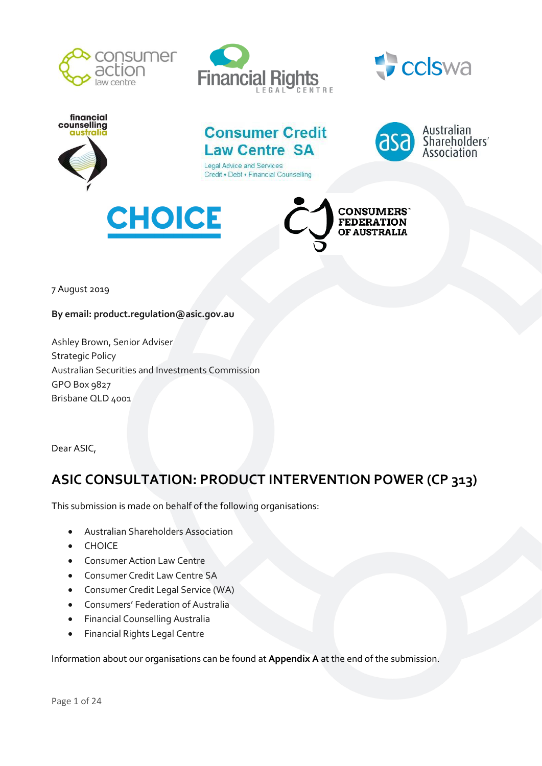7 August 2019

**By email: product.regulation@asic.gov.au**

Ashley Brown, Senior Adviser
Strategic Policy
Australian Securities and Investments Commission
GPO Box 9827
Brisbane QLD 4001

Dear ASIC,

## ASIC CONSULTATION: PRODUCT INTERVENTION POWER (CP 313)

This submission is made on behalf of the following organisations:

- Australian Shareholders Association
- CHOICE
- Consumer Action Law Centre
- Consumer Credit Law Centre SA
- Consumer Credit Legal Service (WA)
- Consumers' Federation of Australia
- Financial Counselling Australia
- Financial Rights Legal Centre

Information about our organisations can be found at **Appendix A** at the end of the submission.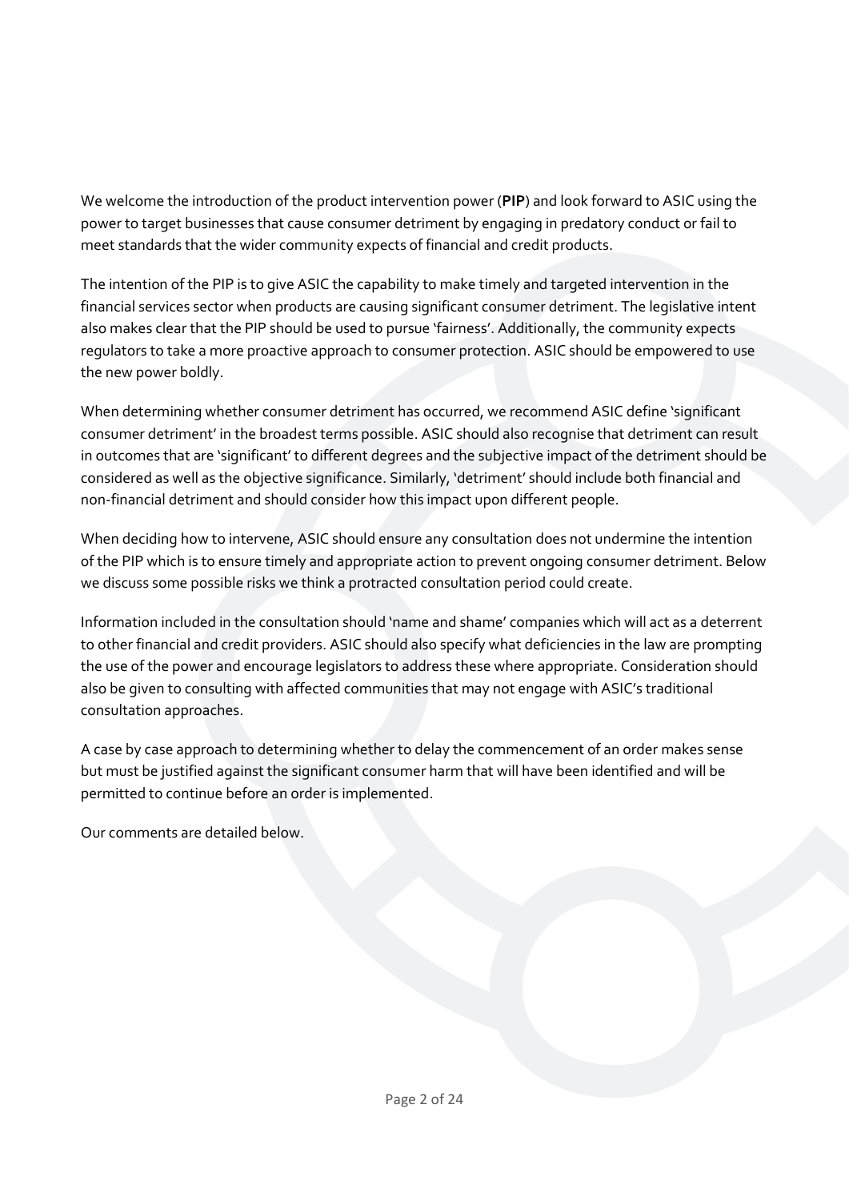We welcome the introduction of the product intervention power (**PIP**) and look forward to ASIC using the power to target businesses that cause consumer detriment by engaging in predatory conduct or fail to meet standards that the wider community expects of financial and credit products.

The intention of the PIP is to give ASIC the capability to make timely and targeted intervention in the financial services sector when products are causing significant consumer detriment. The legislative intent also makes clear that the PIP should be used to pursue 'fairness'. Additionally, the community expects regulators to take a more proactive approach to consumer protection. ASIC should be empowered to use the new power boldly.

When determining whether consumer detriment has occurred, we recommend ASIC define 'significant consumer detriment' in the broadest terms possible. ASIC should also recognise that detriment can result in outcomes that are 'significant' to different degrees and the subjective impact of the detriment should be considered as well as the objective significance. Similarly, 'detriment' should include both financial and non-financial detriment and should consider how this impact upon different people.

When deciding how to intervene, ASIC should ensure any consultation does not undermine the intention of the PIP which is to ensure timely and appropriate action to prevent ongoing consumer detriment. Below we discuss some possible risks we think a protracted consultation period could create.

Information included in the consultation should 'name and shame' companies which will act as a deterrent to other financial and credit providers. ASIC should also specify what deficiencies in the law are prompting the use of the power and encourage legislators to address these where appropriate. Consideration should also be given to consulting with affected communities that may not engage with ASIC's traditional consultation approaches.

A case by case approach to determining whether to delay the commencement of an order makes sense but must be justified against the significant consumer harm that will have been identified and will be permitted to continue before an order is implemented.

Our comments are detailed below.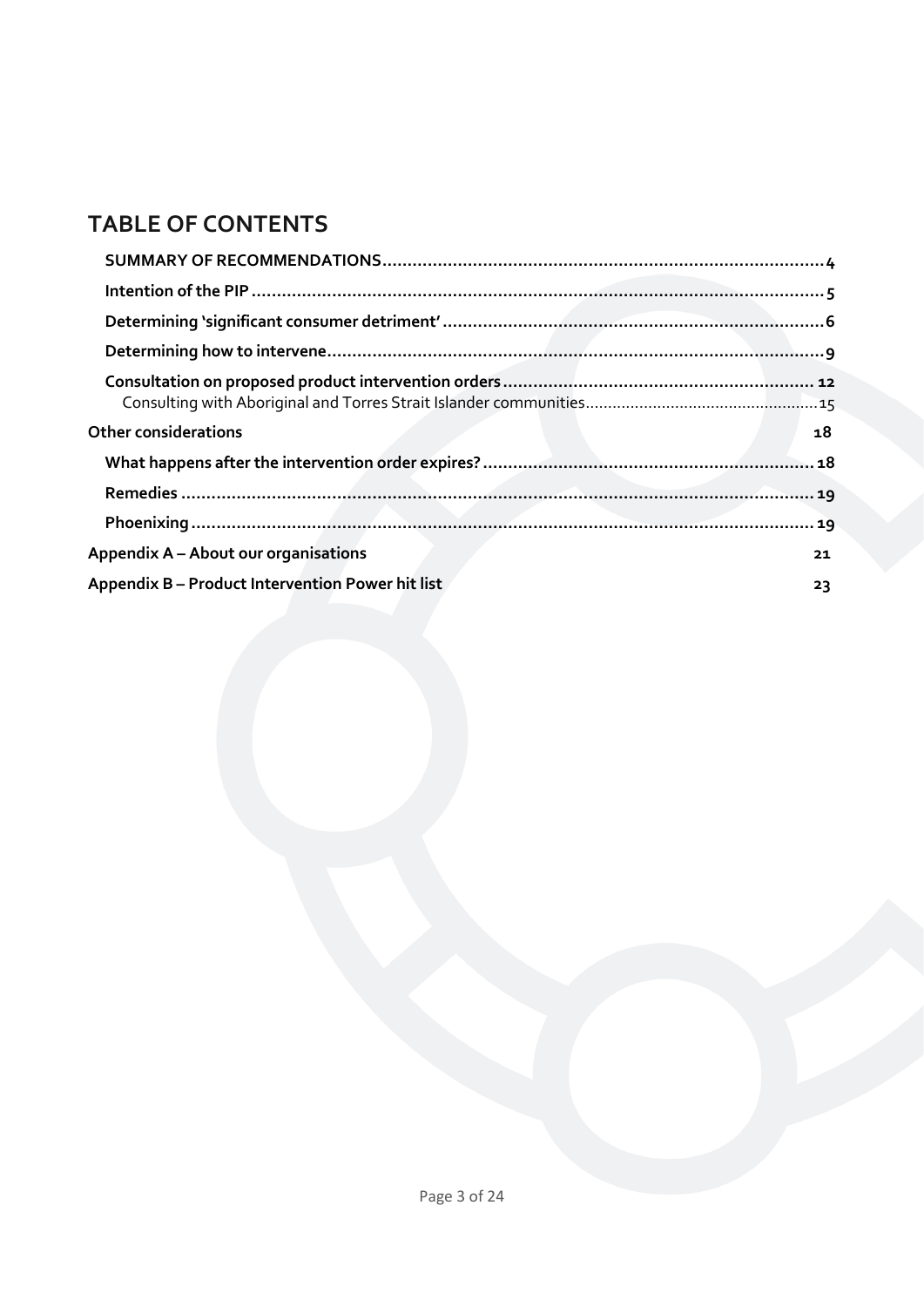# TABLE OF CONTENTS

- **SUMMARY OF RECOMMENDATIONS** ........................................ 4
- **Intention of the PIP** ........................................ 5
- **Determining 'significant consumer detriment'** ........................................ 6
- **Determining how to intervene** ........................................ 9
- **Consultation on proposed product intervention orders** ........................................ 12
  - Consulting with Aboriginal and Torres Strait Islander communities ........................................ 15
- **Other considerations** 18
  - **What happens after the intervention order expires?** ........................................ 18
  - **Remedies** ........................................ 19
  - **Phoenixing** ........................................ 19
- **Appendix A – About our organisations** 21
- **Appendix B – Product Intervention Power hit list** 23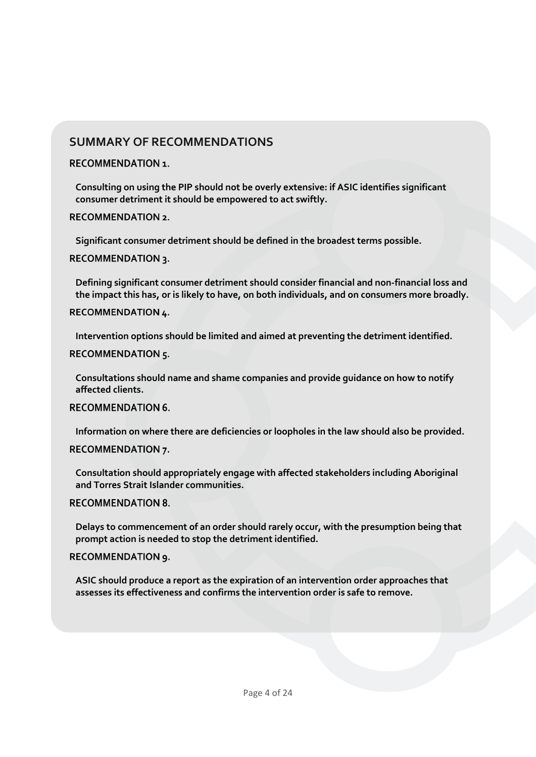## SUMMARY OF RECOMMENDATIONS

### RECOMMENDATION 1.

**Consulting on using the PIP should not be overly extensive: if ASIC identifies significant consumer detriment it should be empowered to act swiftly.**

### RECOMMENDATION 2.

**Significant consumer detriment should be defined in the broadest terms possible.**

### RECOMMENDATION 3.

**Defining significant consumer detriment should consider financial and non-financial loss and the impact this has, or is likely to have, on both individuals, and on consumers more broadly.**

### RECOMMENDATION 4.

**Intervention options should be limited and aimed at preventing the detriment identified.**

### RECOMMENDATION 5.

**Consultations should name and shame companies and provide guidance on how to notify affected clients.**

### RECOMMENDATION 6.

**Information on where there are deficiencies or loopholes in the law should also be provided.**

### RECOMMENDATION 7.

**Consultation should appropriately engage with affected stakeholders including Aboriginal and Torres Strait Islander communities.**

### RECOMMENDATION 8.

**Delays to commencement of an order should rarely occur, with the presumption being that prompt action is needed to stop the detriment identified.**

### RECOMMENDATION 9.

**ASIC should produce a report as the expiration of an intervention order approaches that assesses its effectiveness and confirms the intervention order is safe to remove.**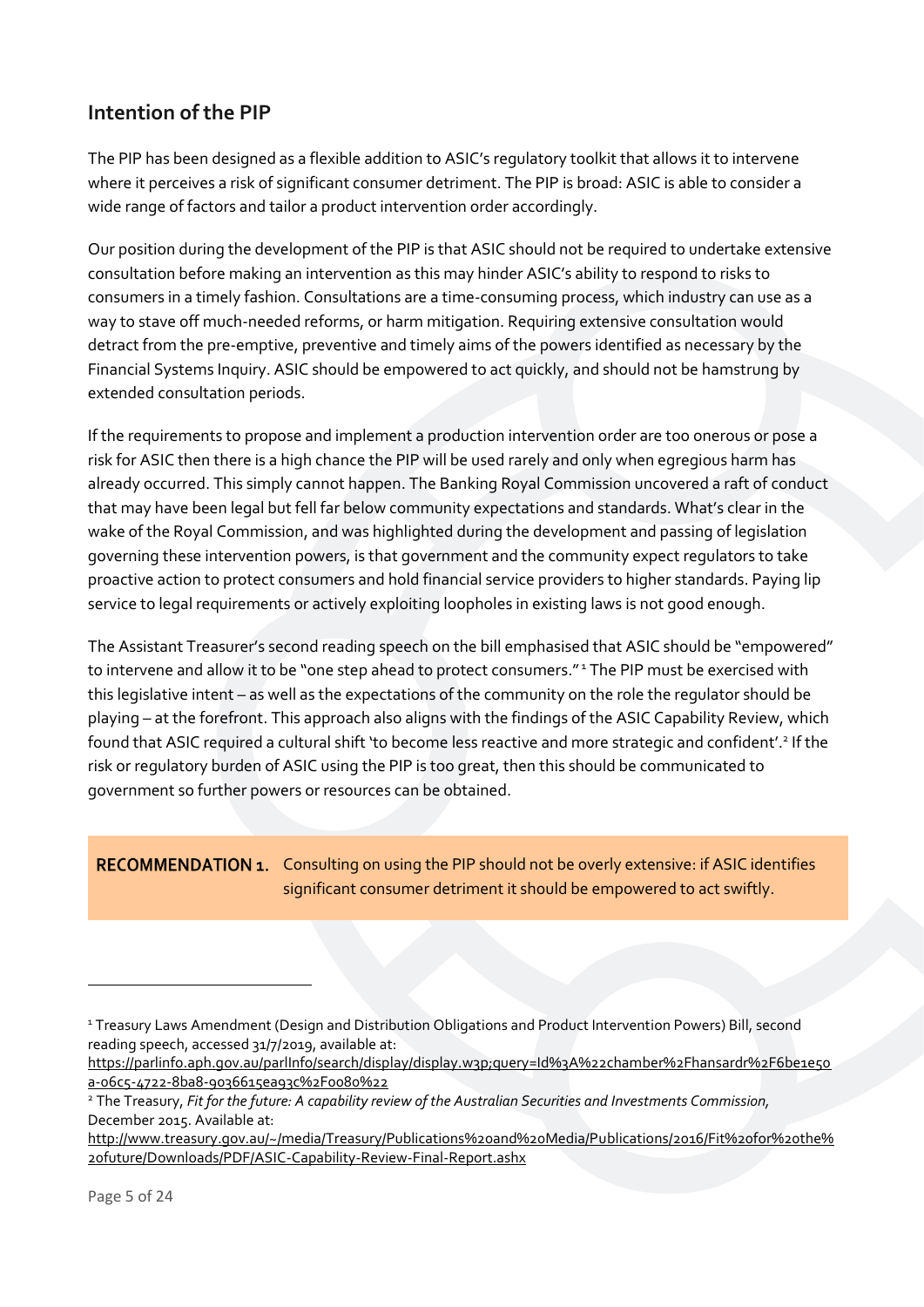## Intention of the PIP

The PIP has been designed as a flexible addition to ASIC's regulatory toolkit that allows it to intervene where it perceives a risk of significant consumer detriment. The PIP is broad: ASIC is able to consider a wide range of factors and tailor a product intervention order accordingly.

Our position during the development of the PIP is that ASIC should not be required to undertake extensive consultation before making an intervention as this may hinder ASIC's ability to respond to risks to consumers in a timely fashion. Consultations are a time-consuming process, which industry can use as a way to stave off much-needed reforms, or harm mitigation. Requiring extensive consultation would detract from the pre-emptive, preventive and timely aims of the powers identified as necessary by the Financial Systems Inquiry. ASIC should be empowered to act quickly, and should not be hamstrung by extended consultation periods.

If the requirements to propose and implement a production intervention order are too onerous or pose a risk for ASIC then there is a high chance the PIP will be used rarely and only when egregious harm has already occurred. This simply cannot happen. The Banking Royal Commission uncovered a raft of conduct that may have been legal but fell far below community expectations and standards. What's clear in the wake of the Royal Commission, and was highlighted during the development and passing of legislation governing these intervention powers, is that government and the community expect regulators to take proactive action to protect consumers and hold financial service providers to higher standards. Paying lip service to legal requirements or actively exploiting loopholes in existing laws is not good enough.

The Assistant Treasurer's second reading speech on the bill emphasised that ASIC should be "empowered" to intervene and allow it to be "one step ahead to protect consumers."[1] The PIP must be exercised with this legislative intent – as well as the expectations of the community on the role the regulator should be playing – at the forefront. This approach also aligns with the findings of the ASIC Capability Review, which found that ASIC required a cultural shift 'to become less reactive and more strategic and confident'.[2] If the risk or regulatory burden of ASIC using the PIP is too great, then this should be communicated to government so further powers or resources can be obtained.

**RECOMMENDATION 1.** Consulting on using the PIP should not be overly extensive: if ASIC identifies significant consumer detriment it should be empowered to act swiftly.

---

[1] Treasury Laws Amendment (Design and Distribution Obligations and Product Intervention Powers) Bill, second reading speech, accessed 31/7/2019, available at: https://parlinfo.aph.gov.au/parlInfo/search/display/display.w3p;query=Id%3A%22chamber%2Fhansardr%2F6be1e50a-06c5-4722-8ba8-9036615ea93c%2F0080%22

[2] The Treasury, *Fit for the future: A capability review of the Australian Securities and Investments Commission*, December 2015. Available at: http://www.treasury.gov.au/~/media/Treasury/Publications%20and%20Media/Publications/2016/Fit%20for%20the%20future/Downloads/PDF/ASIC-Capability-Review-Final-Report.ashx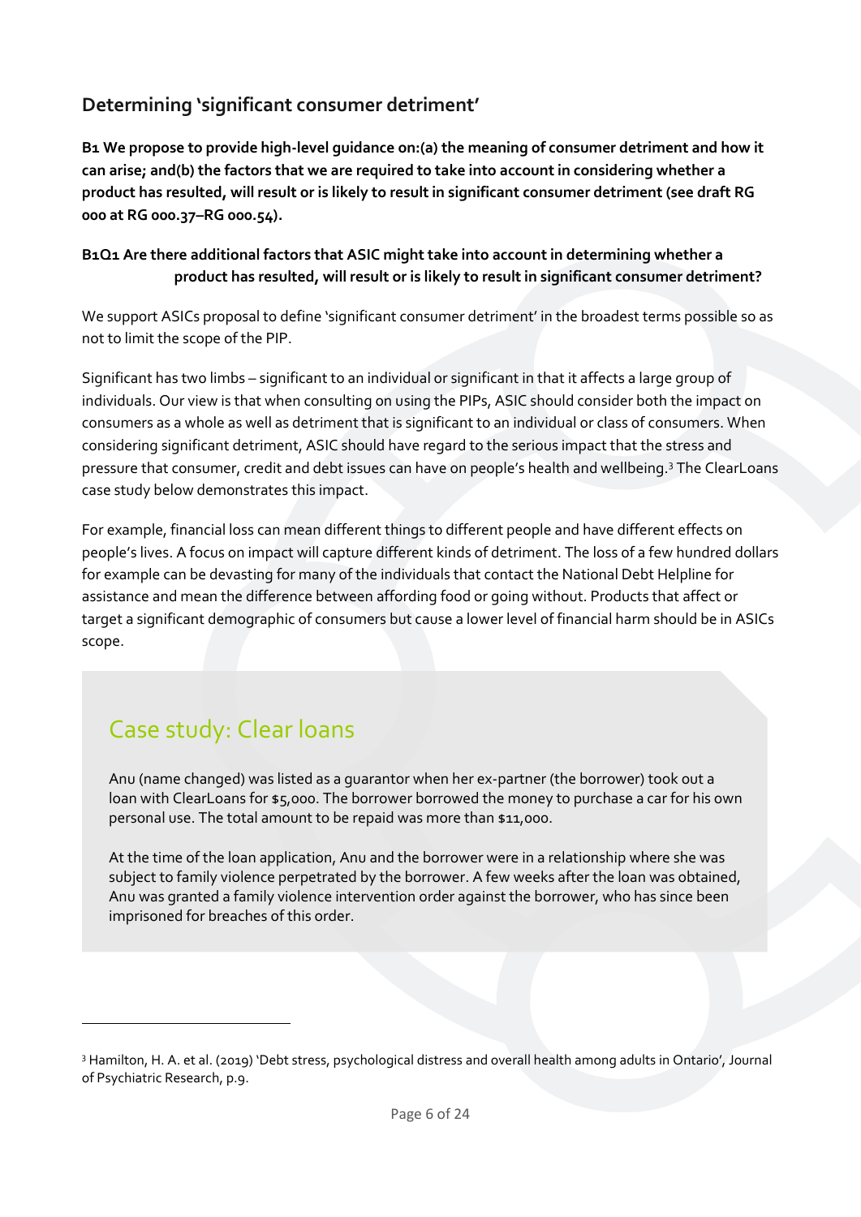## Determining 'significant consumer detriment'

**B1 We propose to provide high-level guidance on:(a) the meaning of consumer detriment and how it can arise; and(b) the factors that we are required to take into account in considering whether a product has resulted, will result or is likely to result in significant consumer detriment (see draft RG 000 at RG 000.37–RG 000.54).**

**B1Q1 Are there additional factors that ASIC might take into account in determining whether a product has resulted, will result or is likely to result in significant consumer detriment?**

We support ASICs proposal to define 'significant consumer detriment' in the broadest terms possible so as not to limit the scope of the PIP.

Significant has two limbs – significant to an individual or significant in that it affects a large group of individuals. Our view is that when consulting on using the PIPs, ASIC should consider both the impact on consumers as a whole as well as detriment that is significant to an individual or class of consumers. When considering significant detriment, ASIC should have regard to the serious impact that the stress and pressure that consumer, credit and debt issues can have on people's health and wellbeing.[3] The ClearLoans case study below demonstrates this impact.

For example, financial loss can mean different things to different people and have different effects on people's lives. A focus on impact will capture different kinds of detriment. The loss of a few hundred dollars for example can be devasting for many of the individuals that contact the National Debt Helpline for assistance and mean the difference between affording food or going without. Products that affect or target a significant demographic of consumers but cause a lower level of financial harm should be in ASICs scope.

## Case study: Clear loans

Anu (name changed) was listed as a guarantor when her ex-partner (the borrower) took out a loan with ClearLoans for $5,000. The borrower borrowed the money to purchase a car for his own personal use. The total amount to be repaid was more than $11,000.

At the time of the loan application, Anu and the borrower were in a relationship where she was subject to family violence perpetrated by the borrower. A few weeks after the loan was obtained, Anu was granted a family violence intervention order against the borrower, who has since been imprisoned for breaches of this order.

---

[3] Hamilton, H. A. et al. (2019) 'Debt stress, psychological distress and overall health among adults in Ontario', Journal of Psychiatric Research, p.9.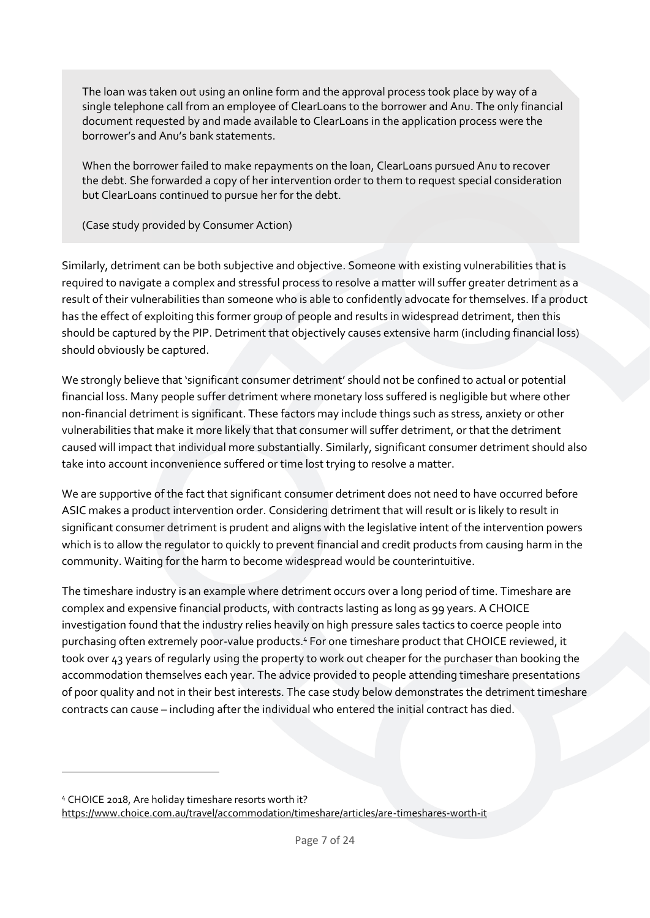> The loan was taken out using an online form and the approval process took place by way of a single telephone call from an employee of ClearLoans to the borrower and Anu. The only financial document requested by and made available to ClearLoans in the application process were the borrower's and Anu's bank statements.
>
> When the borrower failed to make repayments on the loan, ClearLoans pursued Anu to recover the debt. She forwarded a copy of her intervention order to them to request special consideration but ClearLoans continued to pursue her for the debt.
>
> (Case study provided by Consumer Action)

Similarly, detriment can be both subjective and objective. Someone with existing vulnerabilities that is required to navigate a complex and stressful process to resolve a matter will suffer greater detriment as a result of their vulnerabilities than someone who is able to confidently advocate for themselves. If a product has the effect of exploiting this former group of people and results in widespread detriment, then this should be captured by the PIP. Detriment that objectively causes extensive harm (including financial loss) should obviously be captured.

We strongly believe that 'significant consumer detriment' should not be confined to actual or potential financial loss. Many people suffer detriment where monetary loss suffered is negligible but where other non-financial detriment is significant. These factors may include things such as stress, anxiety or other vulnerabilities that make it more likely that that consumer will suffer detriment, or that the detriment caused will impact that individual more substantially. Similarly, significant consumer detriment should also take into account inconvenience suffered or time lost trying to resolve a matter.

We are supportive of the fact that significant consumer detriment does not need to have occurred before ASIC makes a product intervention order. Considering detriment that will result or is likely to result in significant consumer detriment is prudent and aligns with the legislative intent of the intervention powers which is to allow the regulator to quickly to prevent financial and credit products from causing harm in the community. Waiting for the harm to become widespread would be counterintuitive.

The timeshare industry is an example where detriment occurs over a long period of time. Timeshare are complex and expensive financial products, with contracts lasting as long as 99 years. A CHOICE investigation found that the industry relies heavily on high pressure sales tactics to coerce people into purchasing often extremely poor-value products.[4] For one timeshare product that CHOICE reviewed, it took over 43 years of regularly using the property to work out cheaper for the purchaser than booking the accommodation themselves each year. The advice provided to people attending timeshare presentations of poor quality and not in their best interests. The case study below demonstrates the detriment timeshare contracts can cause – including after the individual who entered the initial contract has died.

---

[4] CHOICE 2018, Are holiday timeshare resorts worth it? https://www.choice.com.au/travel/accommodation/timeshare/articles/are-timeshares-worth-it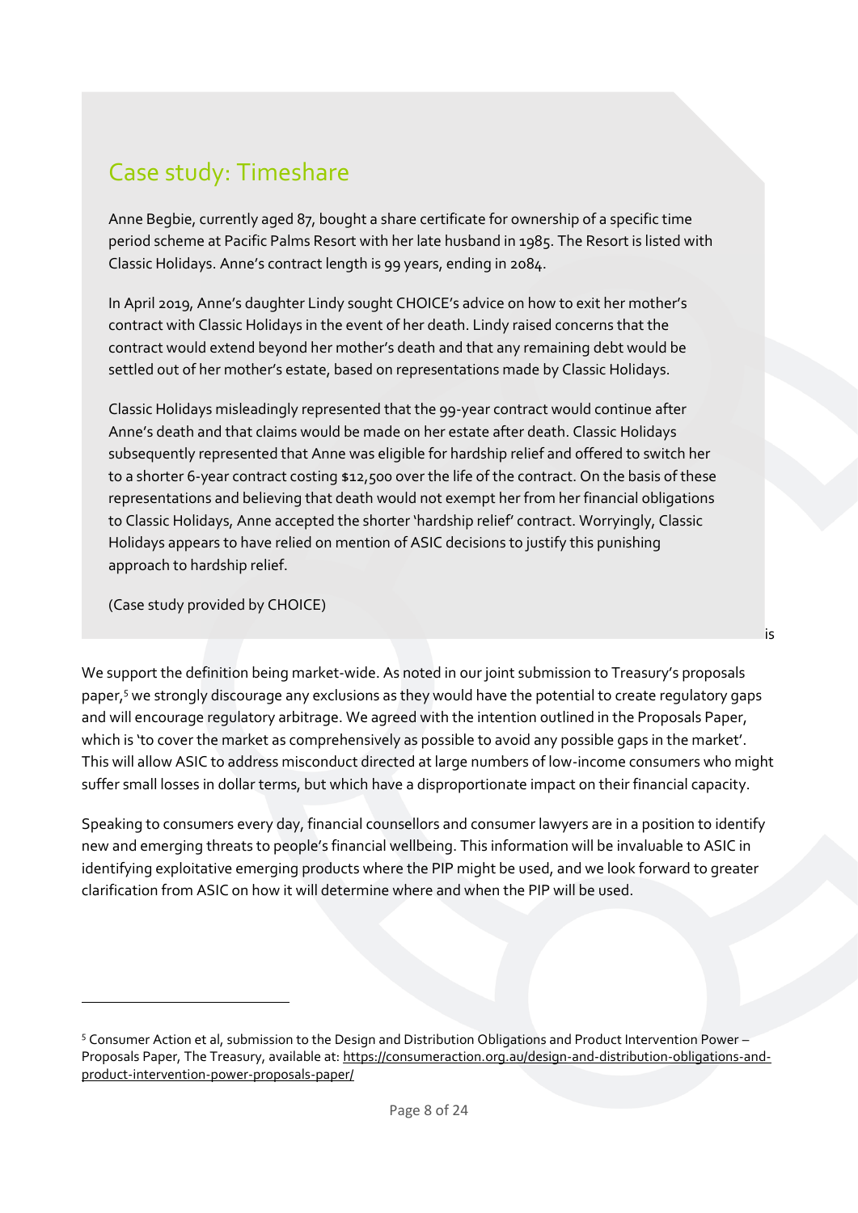## Case study: Timeshare

Anne Begbie, currently aged 87, bought a share certificate for ownership of a specific time period scheme at Pacific Palms Resort with her late husband in 1985. The Resort is listed with Classic Holidays. Anne's contract length is 99 years, ending in 2084.

In April 2019, Anne's daughter Lindy sought CHOICE's advice on how to exit her mother's contract with Classic Holidays in the event of her death. Lindy raised concerns that the contract would extend beyond her mother's death and that any remaining debt would be settled out of her mother's estate, based on representations made by Classic Holidays.

Classic Holidays misleadingly represented that the 99-year contract would continue after Anne's death and that claims would be made on her estate after death. Classic Holidays subsequently represented that Anne was eligible for hardship relief and offered to switch her to a shorter 6-year contract costing $12,500 over the life of the contract. On the basis of these representations and believing that death would not exempt her from her financial obligations to Classic Holidays, Anne accepted the shorter 'hardship relief' contract. Worryingly, Classic Holidays appears to have relied on mention of ASIC decisions to justify this punishing approach to hardship relief.

(Case study provided by CHOICE)

is

We support the definition being market-wide. As noted in our joint submission to Treasury's proposals paper,[5] we strongly discourage any exclusions as they would have the potential to create regulatory gaps and will encourage regulatory arbitrage. We agreed with the intention outlined in the Proposals Paper, which is 'to cover the market as comprehensively as possible to avoid any possible gaps in the market'. This will allow ASIC to address misconduct directed at large numbers of low-income consumers who might suffer small losses in dollar terms, but which have a disproportionate impact on their financial capacity.

Speaking to consumers every day, financial counsellors and consumer lawyers are in a position to identify new and emerging threats to people's financial wellbeing. This information will be invaluable to ASIC in identifying exploitative emerging products where the PIP might be used, and we look forward to greater clarification from ASIC on how it will determine where and when the PIP will be used.

---

[5] Consumer Action et al, submission to the Design and Distribution Obligations and Product Intervention Power – Proposals Paper, The Treasury, available at: https://consumeraction.org.au/design-and-distribution-obligations-and-product-intervention-power-proposals-paper/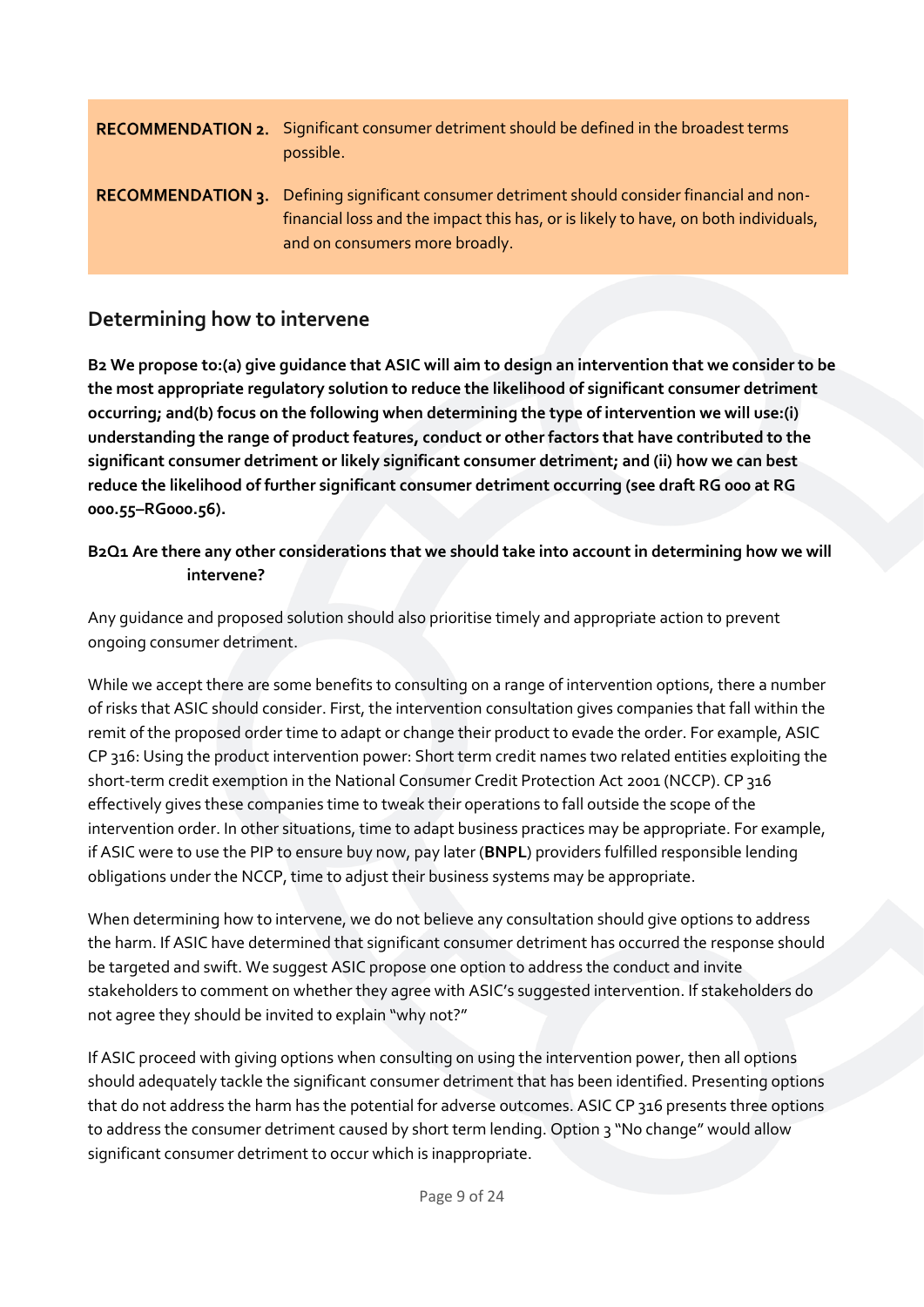**RECOMMENDATION 2.** Significant consumer detriment should be defined in the broadest terms possible.

**RECOMMENDATION 3.** Defining significant consumer detriment should consider financial and non-financial loss and the impact this has, or is likely to have, on both individuals, and on consumers more broadly.

## Determining how to intervene

**B2 We propose to:(a) give guidance that ASIC will aim to design an intervention that we consider to be the most appropriate regulatory solution to reduce the likelihood of significant consumer detriment occurring; and(b) focus on the following when determining the type of intervention we will use:(i) understanding the range of product features, conduct or other factors that have contributed to the significant consumer detriment or likely significant consumer detriment; and (ii) how we can best reduce the likelihood of further significant consumer detriment occurring (see draft RG 000 at RG 000.55–RG000.56).**

**B2Q1 Are there any other considerations that we should take into account in determining how we will intervene?**

Any guidance and proposed solution should also prioritise timely and appropriate action to prevent ongoing consumer detriment.

While we accept there are some benefits to consulting on a range of intervention options, there a number of risks that ASIC should consider. First, the intervention consultation gives companies that fall within the remit of the proposed order time to adapt or change their product to evade the order. For example, ASIC CP 316: Using the product intervention power: Short term credit names two related entities exploiting the short-term credit exemption in the National Consumer Credit Protection Act 2001 (NCCP). CP 316 effectively gives these companies time to tweak their operations to fall outside the scope of the intervention order. In other situations, time to adapt business practices may be appropriate. For example, if ASIC were to use the PIP to ensure buy now, pay later (**BNPL**) providers fulfilled responsible lending obligations under the NCCP, time to adjust their business systems may be appropriate.

When determining how to intervene, we do not believe any consultation should give options to address the harm. If ASIC have determined that significant consumer detriment has occurred the response should be targeted and swift. We suggest ASIC propose one option to address the conduct and invite stakeholders to comment on whether they agree with ASIC's suggested intervention. If stakeholders do not agree they should be invited to explain "why not?"

If ASIC proceed with giving options when consulting on using the intervention power, then all options should adequately tackle the significant consumer detriment that has been identified. Presenting options that do not address the harm has the potential for adverse outcomes. ASIC CP 316 presents three options to address the consumer detriment caused by short term lending. Option 3 "No change" would allow significant consumer detriment to occur which is inappropriate.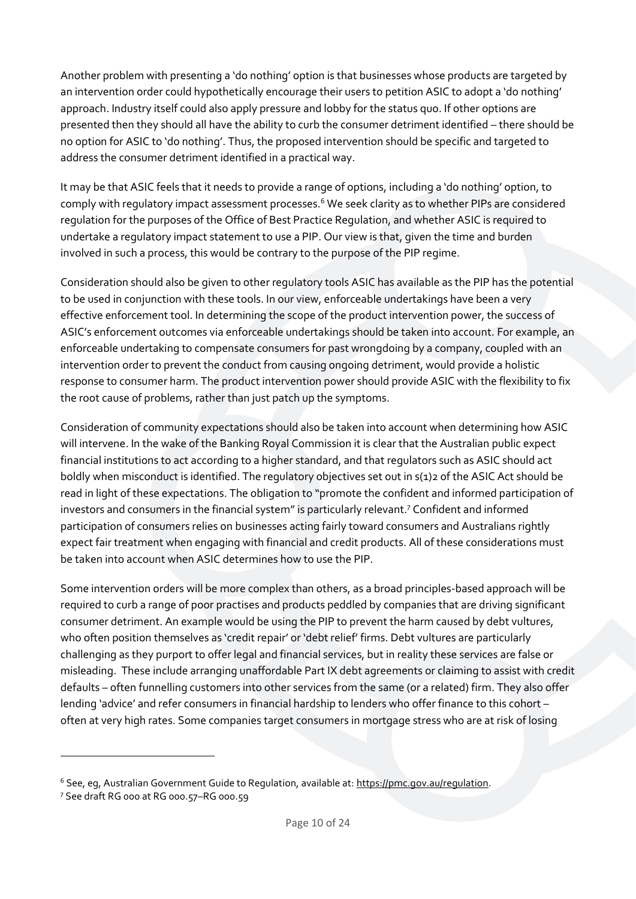Another problem with presenting a 'do nothing' option is that businesses whose products are targeted by an intervention order could hypothetically encourage their users to petition ASIC to adopt a 'do nothing' approach. Industry itself could also apply pressure and lobby for the status quo. If other options are presented then they should all have the ability to curb the consumer detriment identified – there should be no option for ASIC to 'do nothing'. Thus, the proposed intervention should be specific and targeted to address the consumer detriment identified in a practical way.

It may be that ASIC feels that it needs to provide a range of options, including a 'do nothing' option, to comply with regulatory impact assessment processes.[6] We seek clarity as to whether PIPs are considered regulation for the purposes of the Office of Best Practice Regulation, and whether ASIC is required to undertake a regulatory impact statement to use a PIP. Our view is that, given the time and burden involved in such a process, this would be contrary to the purpose of the PIP regime.

Consideration should also be given to other regulatory tools ASIC has available as the PIP has the potential to be used in conjunction with these tools. In our view, enforceable undertakings have been a very effective enforcement tool. In determining the scope of the product intervention power, the success of ASIC's enforcement outcomes via enforceable undertakings should be taken into account. For example, an enforceable undertaking to compensate consumers for past wrongdoing by a company, coupled with an intervention order to prevent the conduct from causing ongoing detriment, would provide a holistic response to consumer harm. The product intervention power should provide ASIC with the flexibility to fix the root cause of problems, rather than just patch up the symptoms.

Consideration of community expectations should also be taken into account when determining how ASIC will intervene. In the wake of the Banking Royal Commission it is clear that the Australian public expect financial institutions to act according to a higher standard, and that regulators such as ASIC should act boldly when misconduct is identified. The regulatory objectives set out in s(1)2 of the ASIC Act should be read in light of these expectations. The obligation to "promote the confident and informed participation of investors and consumers in the financial system" is particularly relevant.[7] Confident and informed participation of consumers relies on businesses acting fairly toward consumers and Australians rightly expect fair treatment when engaging with financial and credit products. All of these considerations must be taken into account when ASIC determines how to use the PIP.

Some intervention orders will be more complex than others, as a broad principles-based approach will be required to curb a range of poor practises and products peddled by companies that are driving significant consumer detriment. An example would be using the PIP to prevent the harm caused by debt vultures, who often position themselves as 'credit repair' or 'debt relief' firms. Debt vultures are particularly challenging as they purport to offer legal and financial services, but in reality these services are false or misleading. These include arranging unaffordable Part IX debt agreements or claiming to assist with credit defaults – often funnelling customers into other services from the same (or a related) firm. They also offer lending 'advice' and refer consumers in financial hardship to lenders who offer finance to this cohort – often at very high rates. Some companies target consumers in mortgage stress who are at risk of losing

---

[6] See, eg, Australian Government Guide to Regulation, available at: https://pmc.gov.au/regulation.

[7] See draft RG 000 at RG 000.57–RG 000.59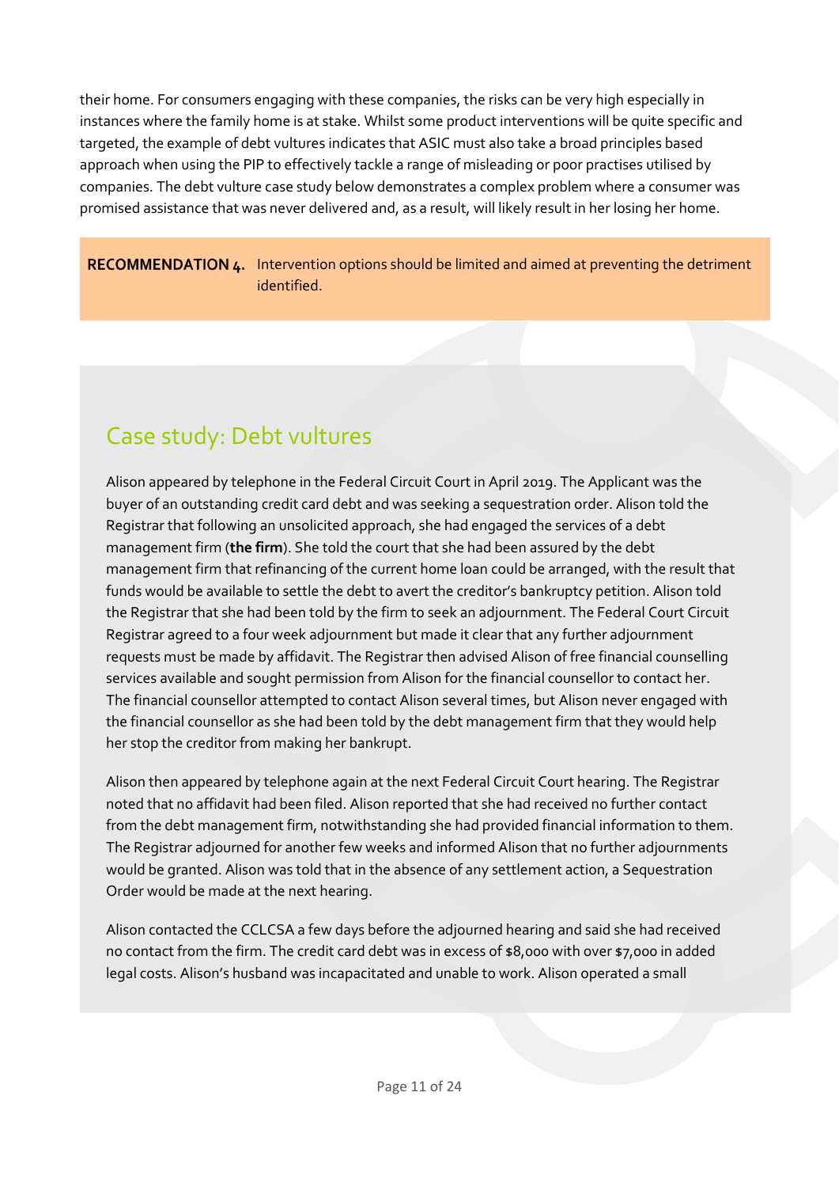their home. For consumers engaging with these companies, the risks can be very high especially in instances where the family home is at stake. Whilst some product interventions will be quite specific and targeted, the example of debt vultures indicates that ASIC must also take a broad principles based approach when using the PIP to effectively tackle a range of misleading or poor practises utilised by companies. The debt vulture case study below demonstrates a complex problem where a consumer was promised assistance that was never delivered and, as a result, will likely result in her losing her home.

**RECOMMENDATION 4.** Intervention options should be limited and aimed at preventing the detriment identified.

## Case study: Debt vultures

Alison appeared by telephone in the Federal Circuit Court in April 2019. The Applicant was the buyer of an outstanding credit card debt and was seeking a sequestration order. Alison told the Registrar that following an unsolicited approach, she had engaged the services of a debt management firm (**the firm**). She told the court that she had been assured by the debt management firm that refinancing of the current home loan could be arranged, with the result that funds would be available to settle the debt to avert the creditor's bankruptcy petition. Alison told the Registrar that she had been told by the firm to seek an adjournment. The Federal Court Circuit Registrar agreed to a four week adjournment but made it clear that any further adjournment requests must be made by affidavit. The Registrar then advised Alison of free financial counselling services available and sought permission from Alison for the financial counsellor to contact her. The financial counsellor attempted to contact Alison several times, but Alison never engaged with the financial counsellor as she had been told by the debt management firm that they would help her stop the creditor from making her bankrupt.

Alison then appeared by telephone again at the next Federal Circuit Court hearing. The Registrar noted that no affidavit had been filed. Alison reported that she had received no further contact from the debt management firm, notwithstanding she had provided financial information to them. The Registrar adjourned for another few weeks and informed Alison that no further adjournments would be granted. Alison was told that in the absence of any settlement action, a Sequestration Order would be made at the next hearing.

Alison contacted the CCLCSA a few days before the adjourned hearing and said she had received no contact from the firm. The credit card debt was in excess of $8,000 with over $7,000 in added legal costs. Alison's husband was incapacitated and unable to work. Alison operated a small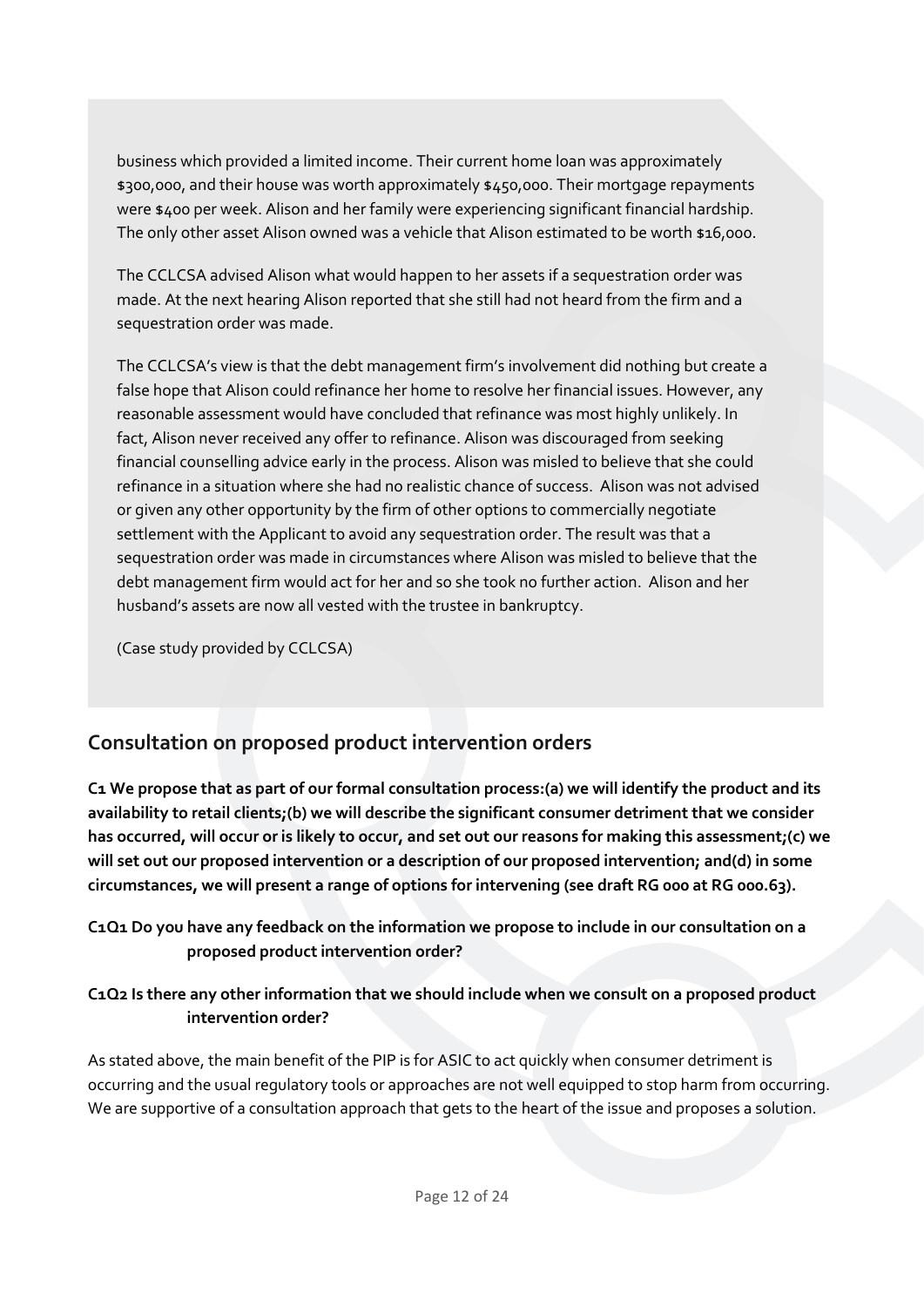business which provided a limited income. Their current home loan was approximately $300,000, and their house was worth approximately $450,000. Their mortgage repayments were $400 per week. Alison and her family were experiencing significant financial hardship. The only other asset Alison owned was a vehicle that Alison estimated to be worth $16,000.

The CCLCSA advised Alison what would happen to her assets if a sequestration order was made. At the next hearing Alison reported that she still had not heard from the firm and a sequestration order was made.

The CCLCSA's view is that the debt management firm's involvement did nothing but create a false hope that Alison could refinance her home to resolve her financial issues. However, any reasonable assessment would have concluded that refinance was most highly unlikely. In fact, Alison never received any offer to refinance. Alison was discouraged from seeking financial counselling advice early in the process. Alison was misled to believe that she could refinance in a situation where she had no realistic chance of success. Alison was not advised or given any other opportunity by the firm of other options to commercially negotiate settlement with the Applicant to avoid any sequestration order. The result was that a sequestration order was made in circumstances where Alison was misled to believe that the debt management firm would act for her and so she took no further action. Alison and her husband's assets are now all vested with the trustee in bankruptcy.

(Case study provided by CCLCSA)

## Consultation on proposed product intervention orders

**C1 We propose that as part of our formal consultation process:(a) we will identify the product and its availability to retail clients;(b) we will describe the significant consumer detriment that we consider has occurred, will occur or is likely to occur, and set out our reasons for making this assessment;(c) we will set out our proposed intervention or a description of our proposed intervention; and(d) in some circumstances, we will present a range of options for intervening (see draft RG 000 at RG 000.63).**

**C1Q1 Do you have any feedback on the information we propose to include in our consultation on a proposed product intervention order?**

**C1Q2 Is there any other information that we should include when we consult on a proposed product intervention order?**

As stated above, the main benefit of the PIP is for ASIC to act quickly when consumer detriment is occurring and the usual regulatory tools or approaches are not well equipped to stop harm from occurring. We are supportive of a consultation approach that gets to the heart of the issue and proposes a solution.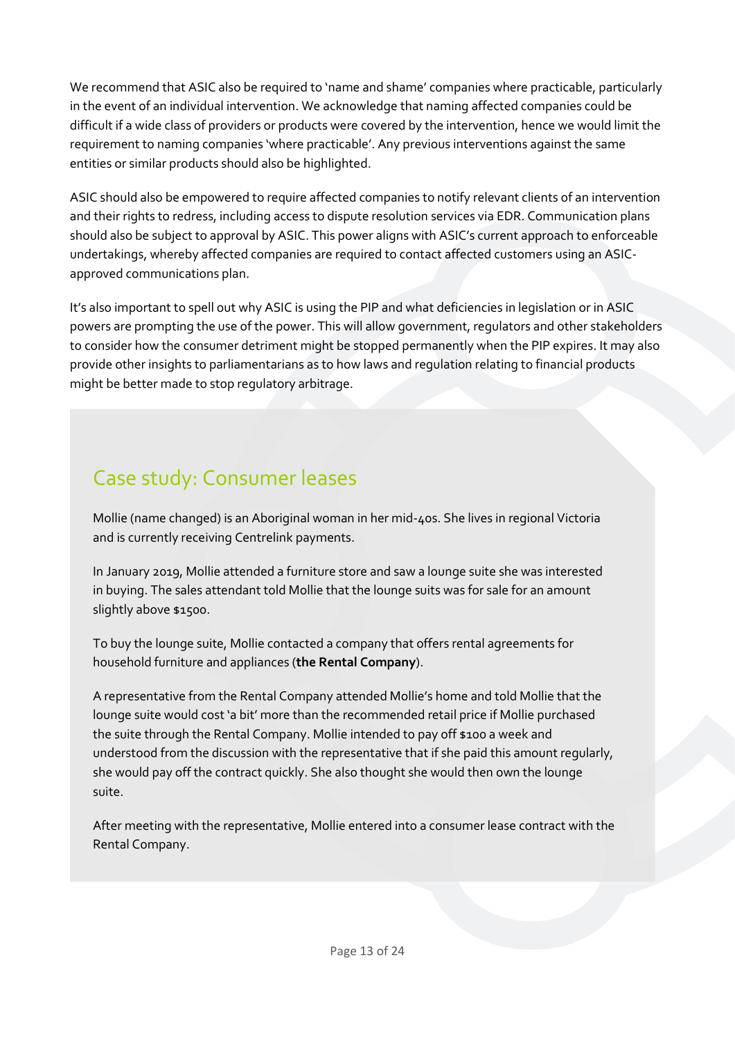We recommend that ASIC also be required to 'name and shame' companies where practicable, particularly in the event of an individual intervention. We acknowledge that naming affected companies could be difficult if a wide class of providers or products were covered by the intervention, hence we would limit the requirement to naming companies 'where practicable'. Any previous interventions against the same entities or similar products should also be highlighted.

ASIC should also be empowered to require affected companies to notify relevant clients of an intervention and their rights to redress, including access to dispute resolution services via EDR. Communication plans should also be subject to approval by ASIC. This power aligns with ASIC's current approach to enforceable undertakings, whereby affected companies are required to contact affected customers using an ASIC-approved communications plan.

It's also important to spell out why ASIC is using the PIP and what deficiencies in legislation or in ASIC powers are prompting the use of the power. This will allow government, regulators and other stakeholders to consider how the consumer detriment might be stopped permanently when the PIP expires. It may also provide other insights to parliamentarians as to how laws and regulation relating to financial products might be better made to stop regulatory arbitrage.

## Case study: Consumer leases

Mollie (name changed) is an Aboriginal woman in her mid-40s. She lives in regional Victoria and is currently receiving Centrelink payments.

In January 2019, Mollie attended a furniture store and saw a lounge suite she was interested in buying. The sales attendant told Mollie that the lounge suits was for sale for an amount slightly above $1500.

To buy the lounge suite, Mollie contacted a company that offers rental agreements for household furniture and appliances (**the Rental Company**).

A representative from the Rental Company attended Mollie's home and told Mollie that the lounge suite would cost 'a bit' more than the recommended retail price if Mollie purchased the suite through the Rental Company. Mollie intended to pay off $100 a week and understood from the discussion with the representative that if she paid this amount regularly, she would pay off the contract quickly. She also thought she would then own the lounge suite.

After meeting with the representative, Mollie entered into a consumer lease contract with the Rental Company.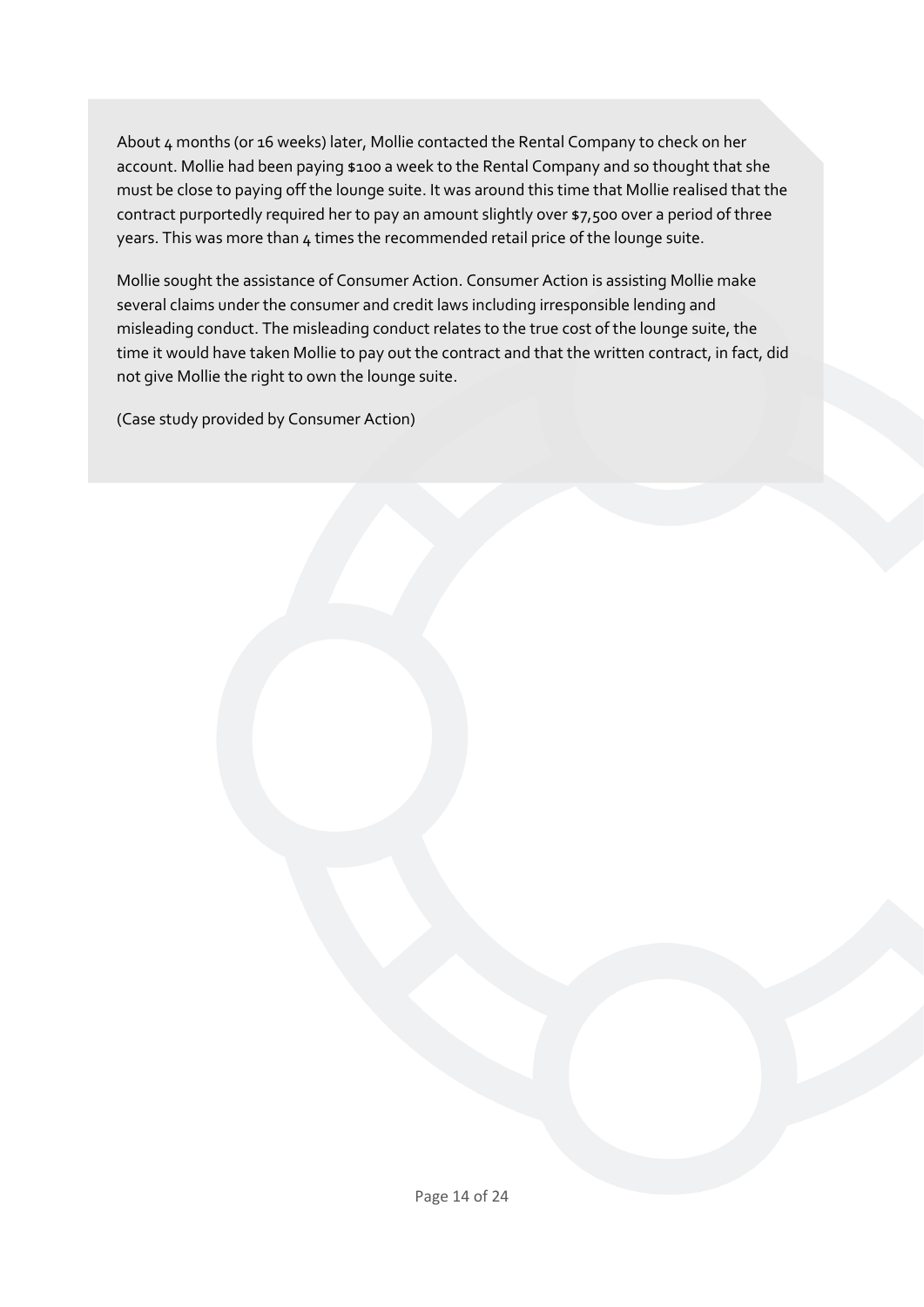About 4 months (or 16 weeks) later, Mollie contacted the Rental Company to check on her account. Mollie had been paying $100 a week to the Rental Company and so thought that she must be close to paying off the lounge suite. It was around this time that Mollie realised that the contract purportedly required her to pay an amount slightly over $7,500 over a period of three years. This was more than 4 times the recommended retail price of the lounge suite.

Mollie sought the assistance of Consumer Action. Consumer Action is assisting Mollie make several claims under the consumer and credit laws including irresponsible lending and misleading conduct. The misleading conduct relates to the true cost of the lounge suite, the time it would have taken Mollie to pay out the contract and that the written contract, in fact, did not give Mollie the right to own the lounge suite.

(Case study provided by Consumer Action)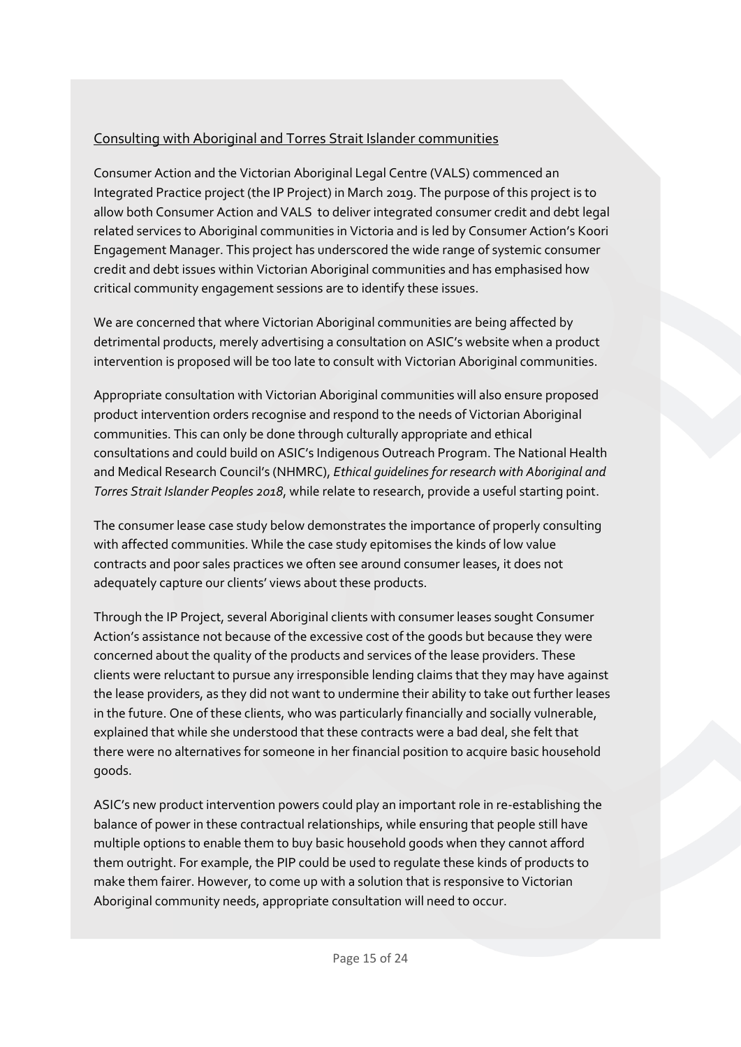Consulting with Aboriginal and Torres Strait Islander communities

Consumer Action and the Victorian Aboriginal Legal Centre (VALS) commenced an Integrated Practice project (the IP Project) in March 2019. The purpose of this project is to allow both Consumer Action and VALS to deliver integrated consumer credit and debt legal related services to Aboriginal communities in Victoria and is led by Consumer Action's Koori Engagement Manager. This project has underscored the wide range of systemic consumer credit and debt issues within Victorian Aboriginal communities and has emphasised how critical community engagement sessions are to identify these issues.

We are concerned that where Victorian Aboriginal communities are being affected by detrimental products, merely advertising a consultation on ASIC's website when a product intervention is proposed will be too late to consult with Victorian Aboriginal communities.

Appropriate consultation with Victorian Aboriginal communities will also ensure proposed product intervention orders recognise and respond to the needs of Victorian Aboriginal communities. This can only be done through culturally appropriate and ethical consultations and could build on ASIC's Indigenous Outreach Program. The National Health and Medical Research Council's (NHMRC), *Ethical guidelines for research with Aboriginal and Torres Strait Islander Peoples 2018*, while relate to research, provide a useful starting point.

The consumer lease case study below demonstrates the importance of properly consulting with affected communities. While the case study epitomises the kinds of low value contracts and poor sales practices we often see around consumer leases, it does not adequately capture our clients' views about these products.

Through the IP Project, several Aboriginal clients with consumer leases sought Consumer Action's assistance not because of the excessive cost of the goods but because they were concerned about the quality of the products and services of the lease providers. These clients were reluctant to pursue any irresponsible lending claims that they may have against the lease providers, as they did not want to undermine their ability to take out further leases in the future. One of these clients, who was particularly financially and socially vulnerable, explained that while she understood that these contracts were a bad deal, she felt that there were no alternatives for someone in her financial position to acquire basic household goods.

ASIC's new product intervention powers could play an important role in re-establishing the balance of power in these contractual relationships, while ensuring that people still have multiple options to enable them to buy basic household goods when they cannot afford them outright. For example, the PIP could be used to regulate these kinds of products to make them fairer. However, to come up with a solution that is responsive to Victorian Aboriginal community needs, appropriate consultation will need to occur.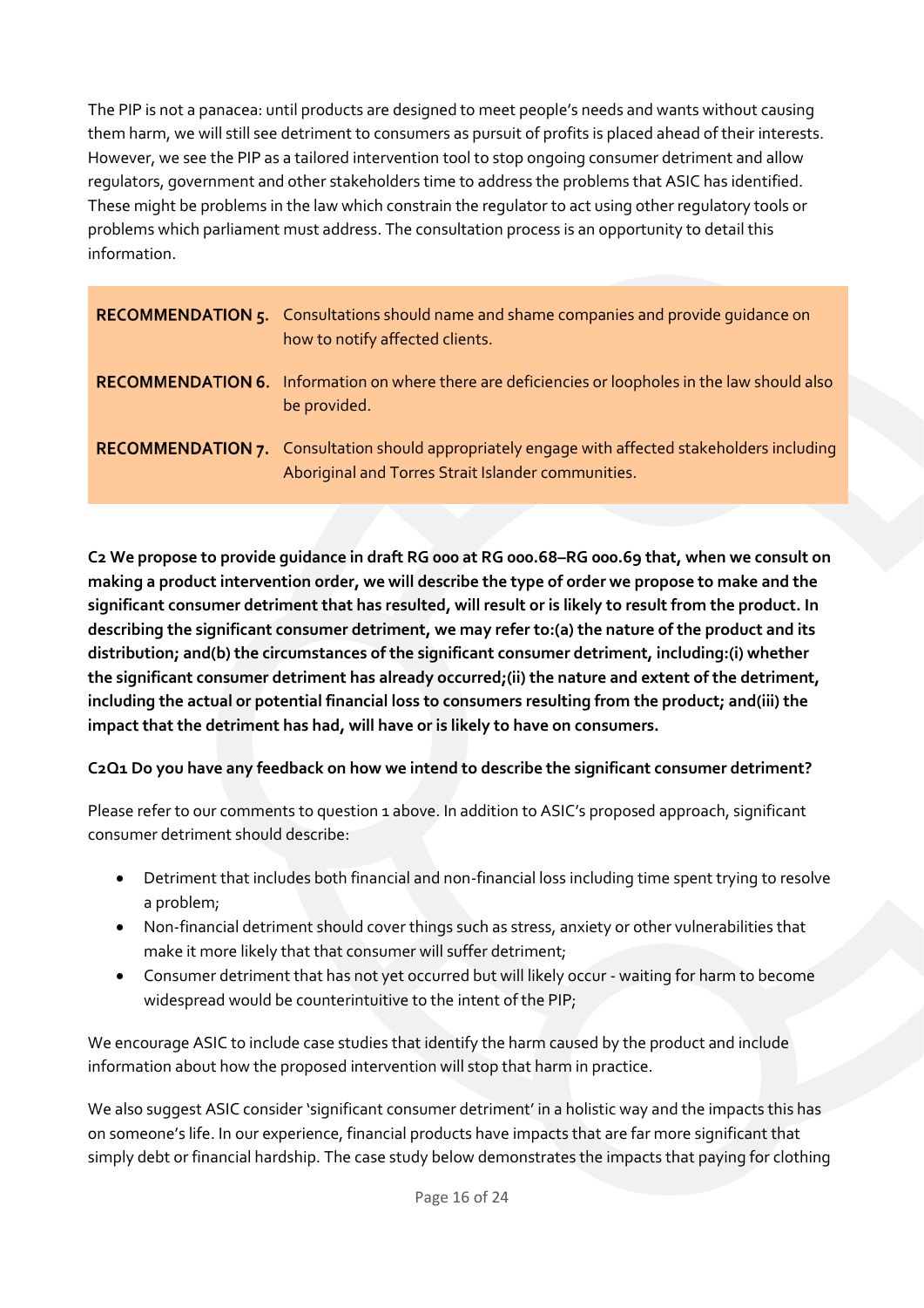The PIP is not a panacea: until products are designed to meet people's needs and wants without causing them harm, we will still see detriment to consumers as pursuit of profits is placed ahead of their interests. However, we see the PIP as a tailored intervention tool to stop ongoing consumer detriment and allow regulators, government and other stakeholders time to address the problems that ASIC has identified. These might be problems in the law which constrain the regulator to act using other regulatory tools or problems which parliament must address. The consultation process is an opportunity to detail this information.

| | |
|---|---|
| **RECOMMENDATION 5.** | Consultations should name and shame companies and provide guidance on how to notify affected clients. |
| **RECOMMENDATION 6.** | Information on where there are deficiencies or loopholes in the law should also be provided. |
| **RECOMMENDATION 7.** | Consultation should appropriately engage with affected stakeholders including Aboriginal and Torres Strait Islander communities. |

**C2 We propose to provide guidance in draft RG 000 at RG 000.68–RG 000.69 that, when we consult on making a product intervention order, we will describe the type of order we propose to make and the significant consumer detriment that has resulted, will result or is likely to result from the product. In describing the significant consumer detriment, we may refer to:(a) the nature of the product and its distribution; and(b) the circumstances of the significant consumer detriment, including:(i) whether the significant consumer detriment has already occurred;(ii) the nature and extent of the detriment, including the actual or potential financial loss to consumers resulting from the product; and(iii) the impact that the detriment has had, will have or is likely to have on consumers.**

**C2Q1 Do you have any feedback on how we intend to describe the significant consumer detriment?**

Please refer to our comments to question 1 above. In addition to ASIC's proposed approach, significant consumer detriment should describe:

- Detriment that includes both financial and non-financial loss including time spent trying to resolve a problem;
- Non-financial detriment should cover things such as stress, anxiety or other vulnerabilities that make it more likely that that consumer will suffer detriment;
- Consumer detriment that has not yet occurred but will likely occur - waiting for harm to become widespread would be counterintuitive to the intent of the PIP;

We encourage ASIC to include case studies that identify the harm caused by the product and include information about how the proposed intervention will stop that harm in practice.

We also suggest ASIC consider 'significant consumer detriment' in a holistic way and the impacts this has on someone's life. In our experience, financial products have impacts that are far more significant that simply debt or financial hardship. The case study below demonstrates the impacts that paying for clothing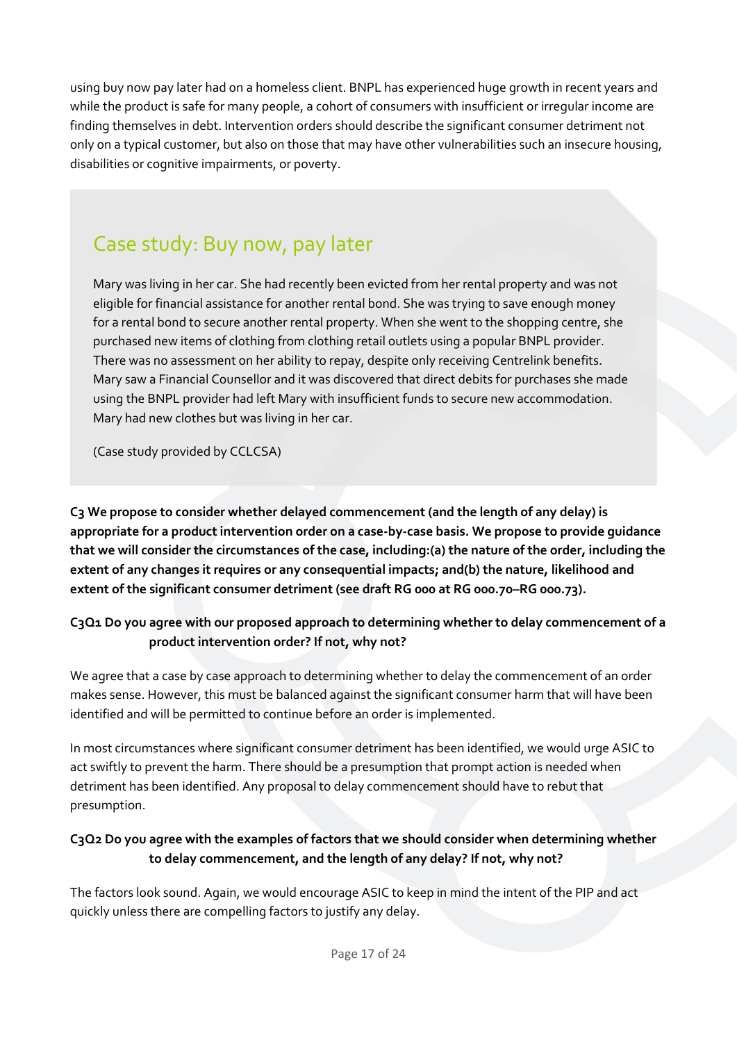using buy now pay later had on a homeless client. BNPL has experienced huge growth in recent years and while the product is safe for many people, a cohort of consumers with insufficient or irregular income are finding themselves in debt. Intervention orders should describe the significant consumer detriment not only on a typical customer, but also on those that may have other vulnerabilities such an insecure housing, disabilities or cognitive impairments, or poverty.

## Case study: Buy now, pay later

Mary was living in her car. She had recently been evicted from her rental property and was not eligible for financial assistance for another rental bond. She was trying to save enough money for a rental bond to secure another rental property. When she went to the shopping centre, she purchased new items of clothing from clothing retail outlets using a popular BNPL provider. There was no assessment on her ability to repay, despite only receiving Centrelink benefits. Mary saw a Financial Counsellor and it was discovered that direct debits for purchases she made using the BNPL provider had left Mary with insufficient funds to secure new accommodation. Mary had new clothes but was living in her car.

(Case study provided by CCLCSA)

**C3 We propose to consider whether delayed commencement (and the length of any delay) is appropriate for a product intervention order on a case-by-case basis. We propose to provide guidance that we will consider the circumstances of the case, including:(a) the nature of the order, including the extent of any changes it requires or any consequential impacts; and(b) the nature, likelihood and extent of the significant consumer detriment (see draft RG 000 at RG 000.70–RG 000.73).**

**C3Q1 Do you agree with our proposed approach to determining whether to delay commencement of a product intervention order? If not, why not?**

We agree that a case by case approach to determining whether to delay the commencement of an order makes sense. However, this must be balanced against the significant consumer harm that will have been identified and will be permitted to continue before an order is implemented.

In most circumstances where significant consumer detriment has been identified, we would urge ASIC to act swiftly to prevent the harm. There should be a presumption that prompt action is needed when detriment has been identified. Any proposal to delay commencement should have to rebut that presumption.

**C3Q2 Do you agree with the examples of factors that we should consider when determining whether to delay commencement, and the length of any delay? If not, why not?**

The factors look sound. Again, we would encourage ASIC to keep in mind the intent of the PIP and act quickly unless there are compelling factors to justify any delay.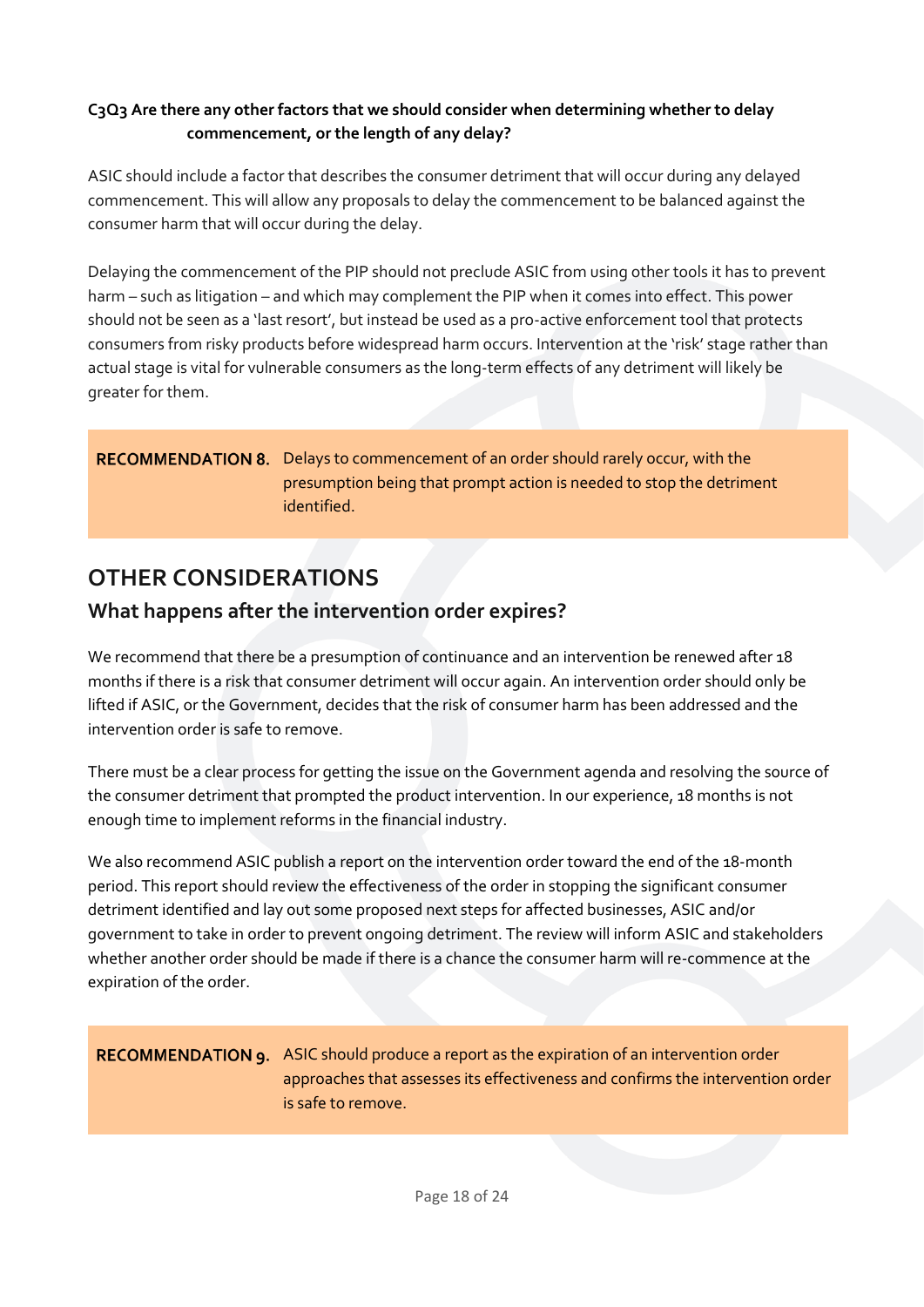**C3Q3 Are there any other factors that we should consider when determining whether to delay commencement, or the length of any delay?**

ASIC should include a factor that describes the consumer detriment that will occur during any delayed commencement. This will allow any proposals to delay the commencement to be balanced against the consumer harm that will occur during the delay.

Delaying the commencement of the PIP should not preclude ASIC from using other tools it has to prevent harm – such as litigation – and which may complement the PIP when it comes into effect. This power should not be seen as a 'last resort', but instead be used as a pro-active enforcement tool that protects consumers from risky products before widespread harm occurs. Intervention at the 'risk' stage rather than actual stage is vital for vulnerable consumers as the long-term effects of any detriment will likely be greater for them.

> **RECOMMENDATION 8.** Delays to commencement of an order should rarely occur, with the presumption being that prompt action is needed to stop the detriment identified.

## OTHER CONSIDERATIONS

### What happens after the intervention order expires?

We recommend that there be a presumption of continuance and an intervention be renewed after 18 months if there is a risk that consumer detriment will occur again. An intervention order should only be lifted if ASIC, or the Government, decides that the risk of consumer harm has been addressed and the intervention order is safe to remove.

There must be a clear process for getting the issue on the Government agenda and resolving the source of the consumer detriment that prompted the product intervention. In our experience, 18 months is not enough time to implement reforms in the financial industry.

We also recommend ASIC publish a report on the intervention order toward the end of the 18-month period. This report should review the effectiveness of the order in stopping the significant consumer detriment identified and lay out some proposed next steps for affected businesses, ASIC and/or government to take in order to prevent ongoing detriment. The review will inform ASIC and stakeholders whether another order should be made if there is a chance the consumer harm will re-commence at the expiration of the order.

> **RECOMMENDATION 9.** ASIC should produce a report as the expiration of an intervention order approaches that assesses its effectiveness and confirms the intervention order is safe to remove.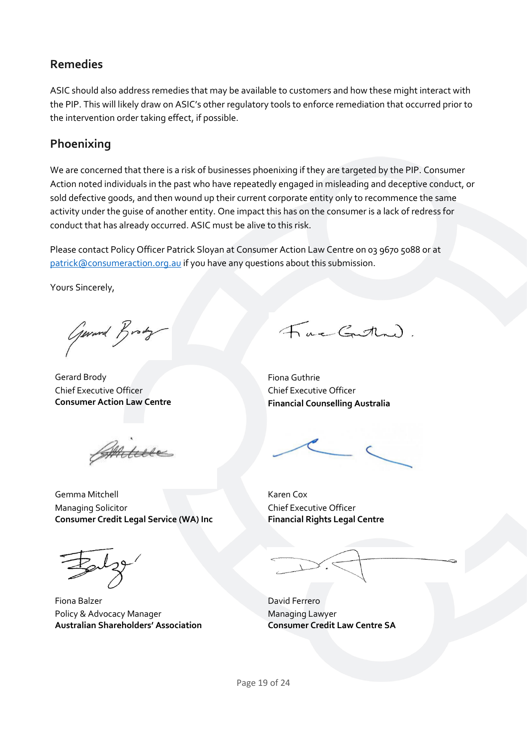## Remedies

ASIC should also address remedies that may be available to customers and how these might interact with the PIP. This will likely draw on ASIC's other regulatory tools to enforce remediation that occurred prior to the intervention order taking effect, if possible.

## Phoenixing

We are concerned that there is a risk of businesses phoenixing if they are targeted by the PIP. Consumer Action noted individuals in the past who have repeatedly engaged in misleading and deceptive conduct, or sold defective goods, and then wound up their current corporate entity only to recommence the same activity under the guise of another entity. One impact this has on the consumer is a lack of redress for conduct that has already occurred. ASIC must be alive to this risk.

Please contact Policy Officer Patrick Sloyan at Consumer Action Law Centre on 03 9670 5088 or at patrick@consumeraction.org.au if you have any questions about this submission.

Yours Sincerely,

Gerard Brody
Chief Executive Officer
**Consumer Action Law Centre**

Fiona Guthrie
Chief Executive Officer
**Financial Counselling Australia**

Gemma Mitchell
Managing Solicitor
**Consumer Credit Legal Service (WA) Inc**

Karen Cox
Chief Executive Officer
**Financial Rights Legal Centre**

Fiona Balzer
Policy & Advocacy Manager
**Australian Shareholders' Association**

David Ferrero
Managing Lawyer
**Consumer Credit Law Centre SA**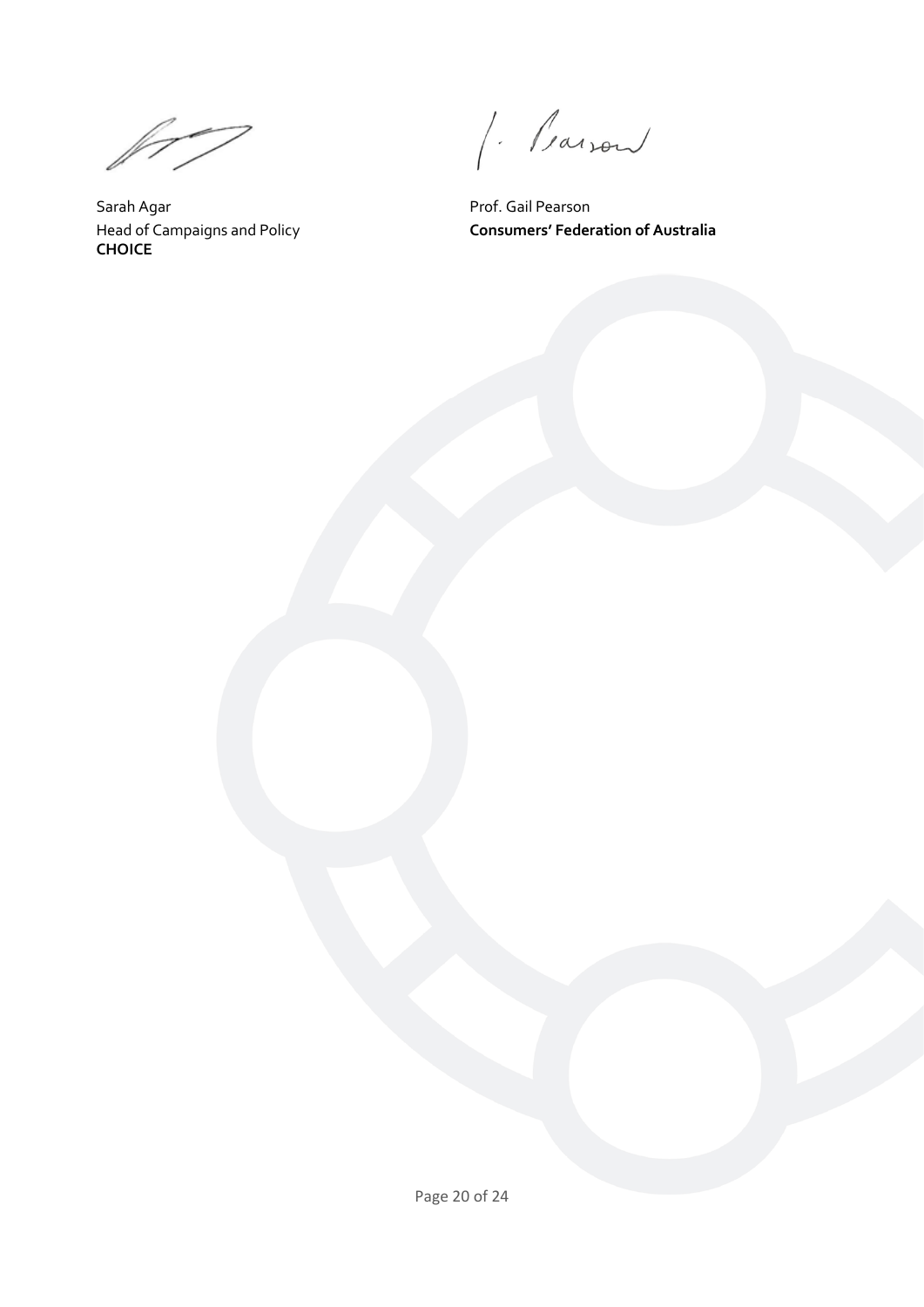Sarah Agar
Head of Campaigns and Policy
**CHOICE**

Prof. Gail Pearson
**Consumers' Federation of Australia**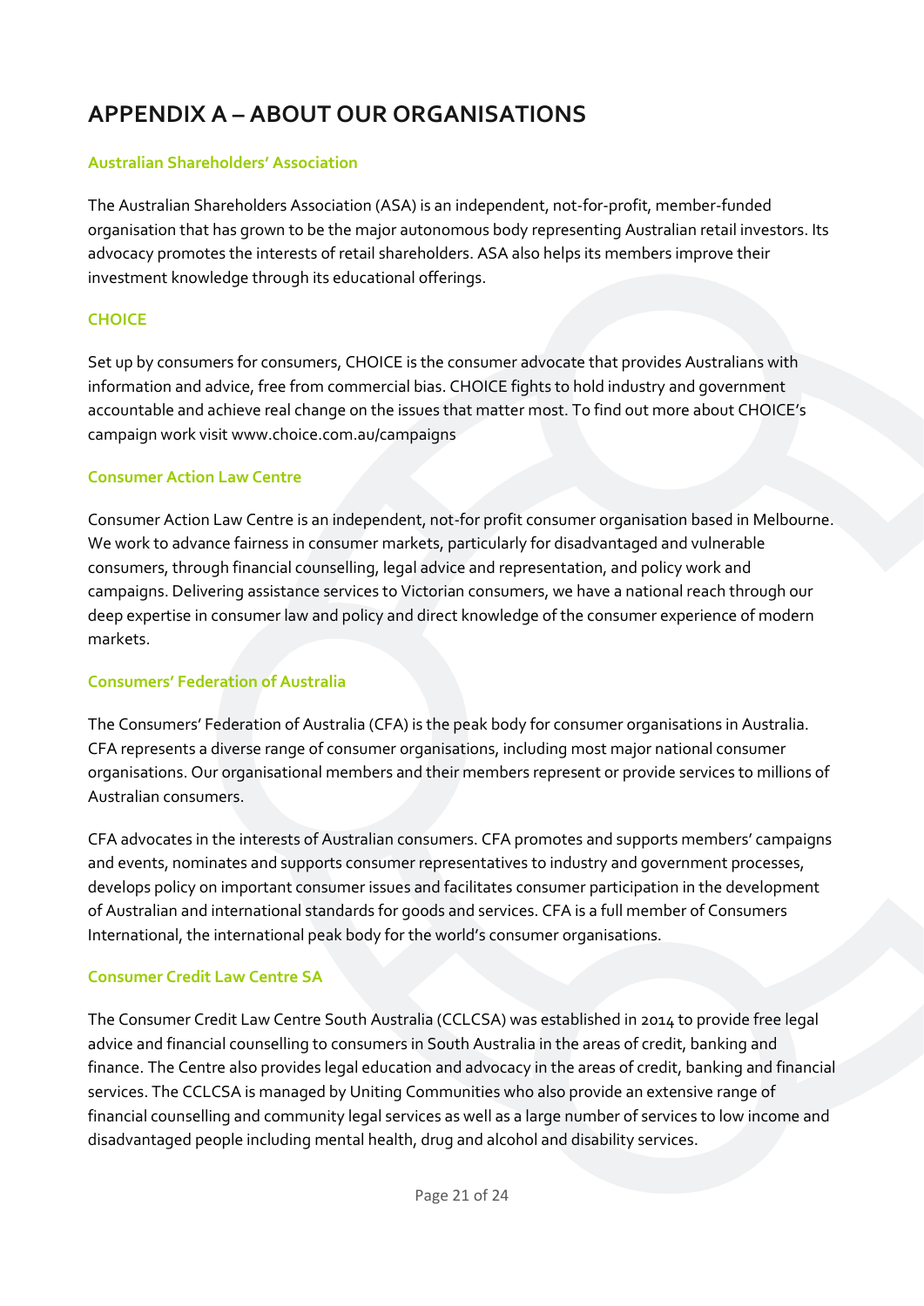# APPENDIX A – ABOUT OUR ORGANISATIONS

### Australian Shareholders' Association

The Australian Shareholders Association (ASA) is an independent, not-for-profit, member-funded organisation that has grown to be the major autonomous body representing Australian retail investors. Its advocacy promotes the interests of retail shareholders. ASA also helps its members improve their investment knowledge through its educational offerings.

### CHOICE

Set up by consumers for consumers, CHOICE is the consumer advocate that provides Australians with information and advice, free from commercial bias. CHOICE fights to hold industry and government accountable and achieve real change on the issues that matter most. To find out more about CHOICE's campaign work visit www.choice.com.au/campaigns

### Consumer Action Law Centre

Consumer Action Law Centre is an independent, not-for profit consumer organisation based in Melbourne. We work to advance fairness in consumer markets, particularly for disadvantaged and vulnerable consumers, through financial counselling, legal advice and representation, and policy work and campaigns. Delivering assistance services to Victorian consumers, we have a national reach through our deep expertise in consumer law and policy and direct knowledge of the consumer experience of modern markets.

### Consumers' Federation of Australia

The Consumers' Federation of Australia (CFA) is the peak body for consumer organisations in Australia. CFA represents a diverse range of consumer organisations, including most major national consumer organisations. Our organisational members and their members represent or provide services to millions of Australian consumers.

CFA advocates in the interests of Australian consumers. CFA promotes and supports members' campaigns and events, nominates and supports consumer representatives to industry and government processes, develops policy on important consumer issues and facilitates consumer participation in the development of Australian and international standards for goods and services. CFA is a full member of Consumers International, the international peak body for the world's consumer organisations.

### Consumer Credit Law Centre SA

The Consumer Credit Law Centre South Australia (CCLCSA) was established in 2014 to provide free legal advice and financial counselling to consumers in South Australia in the areas of credit, banking and finance. The Centre also provides legal education and advocacy in the areas of credit, banking and financial services. The CCLCSA is managed by Uniting Communities who also provide an extensive range of financial counselling and community legal services as well as a large number of services to low income and disadvantaged people including mental health, drug and alcohol and disability services.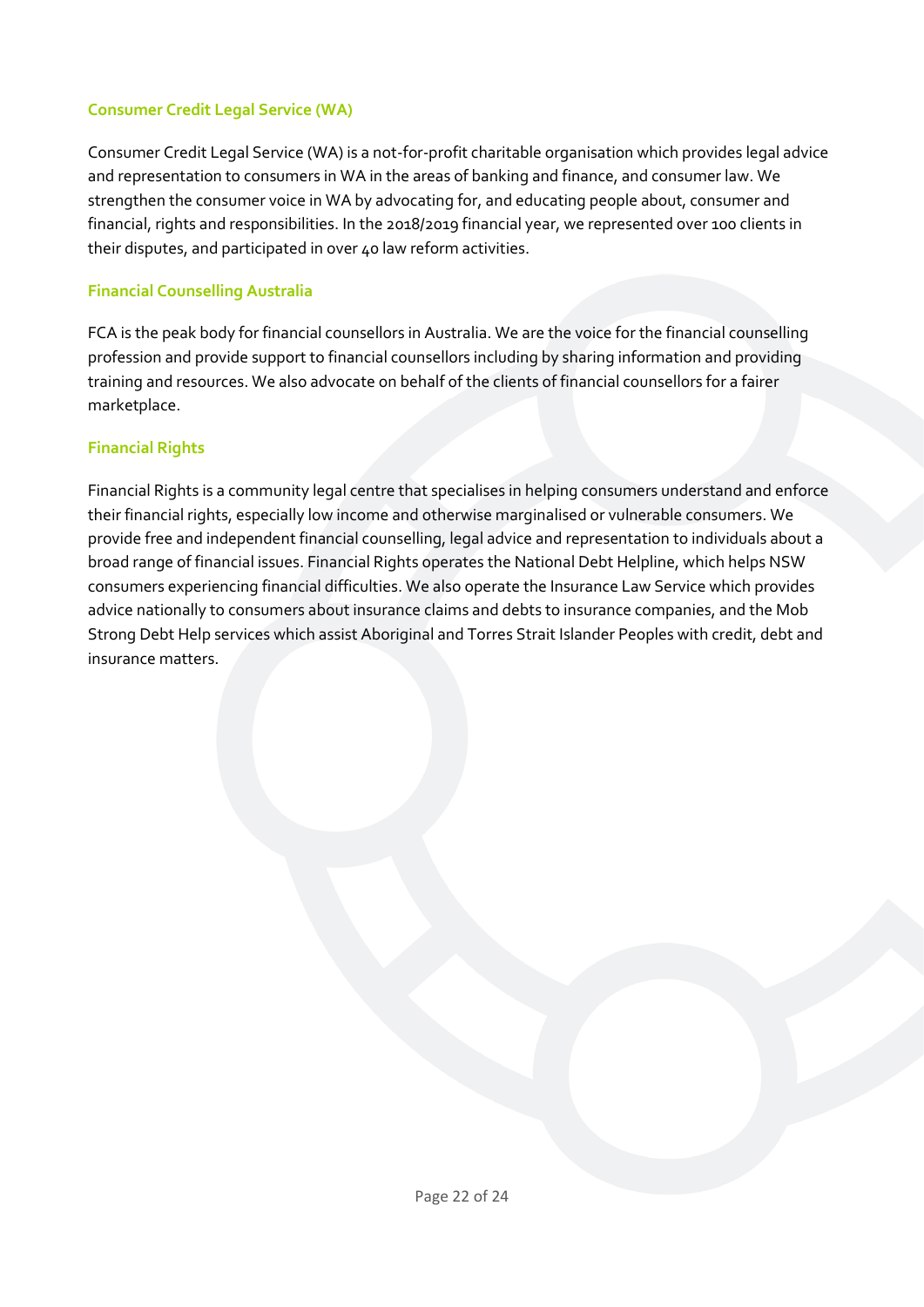### Consumer Credit Legal Service (WA)

Consumer Credit Legal Service (WA) is a not-for-profit charitable organisation which provides legal advice and representation to consumers in WA in the areas of banking and finance, and consumer law. We strengthen the consumer voice in WA by advocating for, and educating people about, consumer and financial, rights and responsibilities. In the 2018/2019 financial year, we represented over 100 clients in their disputes, and participated in over 40 law reform activities.

### Financial Counselling Australia

FCA is the peak body for financial counsellors in Australia. We are the voice for the financial counselling profession and provide support to financial counsellors including by sharing information and providing training and resources. We also advocate on behalf of the clients of financial counsellors for a fairer marketplace.

### Financial Rights

Financial Rights is a community legal centre that specialises in helping consumers understand and enforce their financial rights, especially low income and otherwise marginalised or vulnerable consumers. We provide free and independent financial counselling, legal advice and representation to individuals about a broad range of financial issues. Financial Rights operates the National Debt Helpline, which helps NSW consumers experiencing financial difficulties. We also operate the Insurance Law Service which provides advice nationally to consumers about insurance claims and debts to insurance companies, and the Mob Strong Debt Help services which assist Aboriginal and Torres Strait Islander Peoples with credit, debt and insurance matters.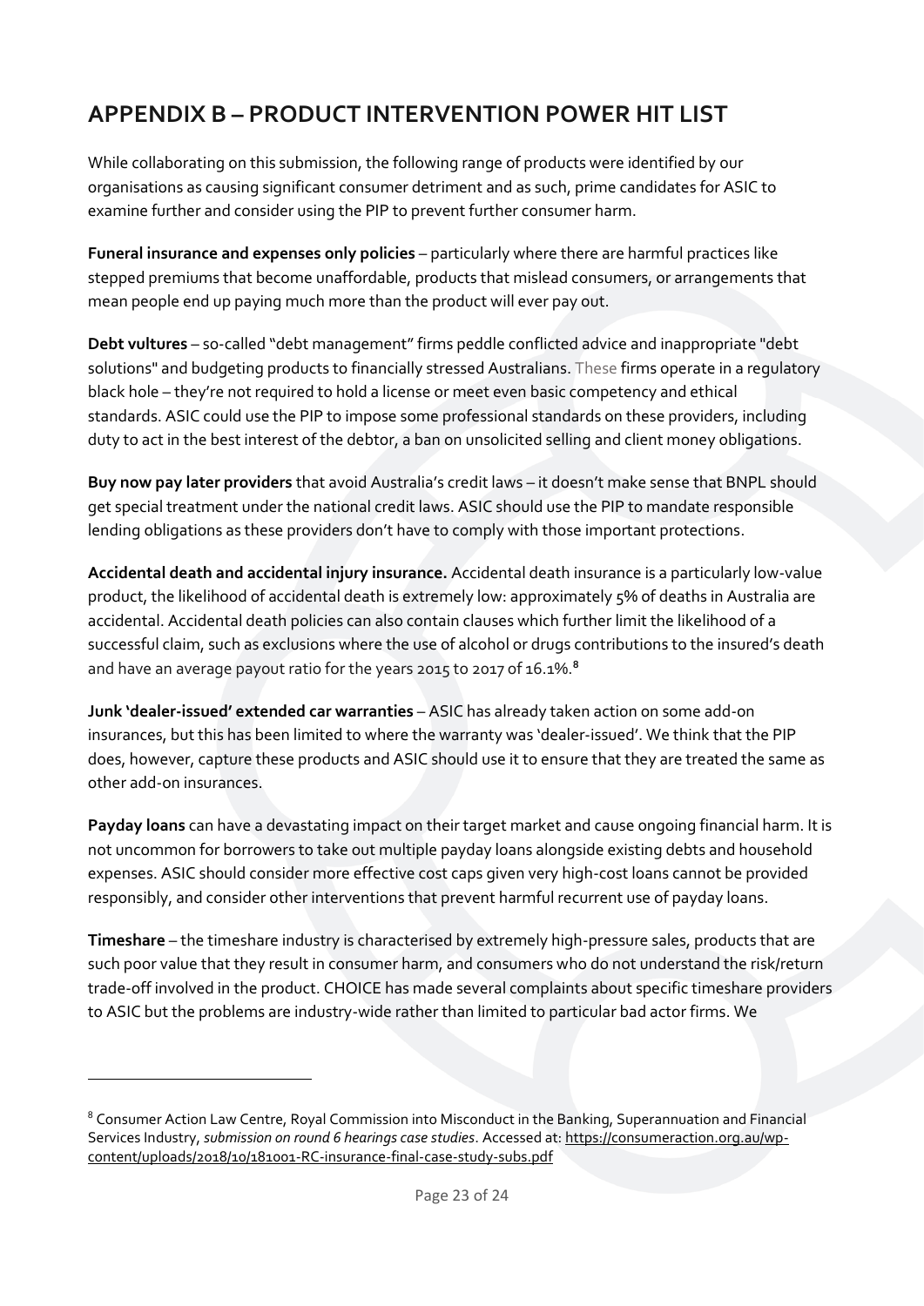## APPENDIX B – PRODUCT INTERVENTION POWER HIT LIST

While collaborating on this submission, the following range of products were identified by our organisations as causing significant consumer detriment and as such, prime candidates for ASIC to examine further and consider using the PIP to prevent further consumer harm.

**Funeral insurance and expenses only policies** – particularly where there are harmful practices like stepped premiums that become unaffordable, products that mislead consumers, or arrangements that mean people end up paying much more than the product will ever pay out.

**Debt vultures** – so-called "debt management" firms peddle conflicted advice and inappropriate "debt solutions" and budgeting products to financially stressed Australians. These firms operate in a regulatory black hole – they're not required to hold a license or meet even basic competency and ethical standards. ASIC could use the PIP to impose some professional standards on these providers, including duty to act in the best interest of the debtor, a ban on unsolicited selling and client money obligations.

**Buy now pay later providers** that avoid Australia's credit laws – it doesn't make sense that BNPL should get special treatment under the national credit laws. ASIC should use the PIP to mandate responsible lending obligations as these providers don't have to comply with those important protections.

**Accidental death and accidental injury insurance.** Accidental death insurance is a particularly low-value product, the likelihood of accidental death is extremely low: approximately 5% of deaths in Australia are accidental. Accidental death policies can also contain clauses which further limit the likelihood of a successful claim, such as exclusions where the use of alcohol or drugs contributions to the insured's death and have an average payout ratio for the years 2015 to 2017 of 16.1%.[8]

**Junk 'dealer-issued' extended car warranties** – ASIC has already taken action on some add-on insurances, but this has been limited to where the warranty was 'dealer-issued'. We think that the PIP does, however, capture these products and ASIC should use it to ensure that they are treated the same as other add-on insurances.

**Payday loans** can have a devastating impact on their target market and cause ongoing financial harm. It is not uncommon for borrowers to take out multiple payday loans alongside existing debts and household expenses. ASIC should consider more effective cost caps given very high-cost loans cannot be provided responsibly, and consider other interventions that prevent harmful recurrent use of payday loans.

**Timeshare** – the timeshare industry is characterised by extremely high-pressure sales, products that are such poor value that they result in consumer harm, and consumers who do not understand the risk/return trade-off involved in the product. CHOICE has made several complaints about specific timeshare providers to ASIC but the problems are industry-wide rather than limited to particular bad actor firms. We

[8] Consumer Action Law Centre, Royal Commission into Misconduct in the Banking, Superannuation and Financial Services Industry, *submission on round 6 hearings case studies*. Accessed at: https://consumeraction.org.au/wp-content/uploads/2018/10/181001-RC-insurance-final-case-study-subs.pdf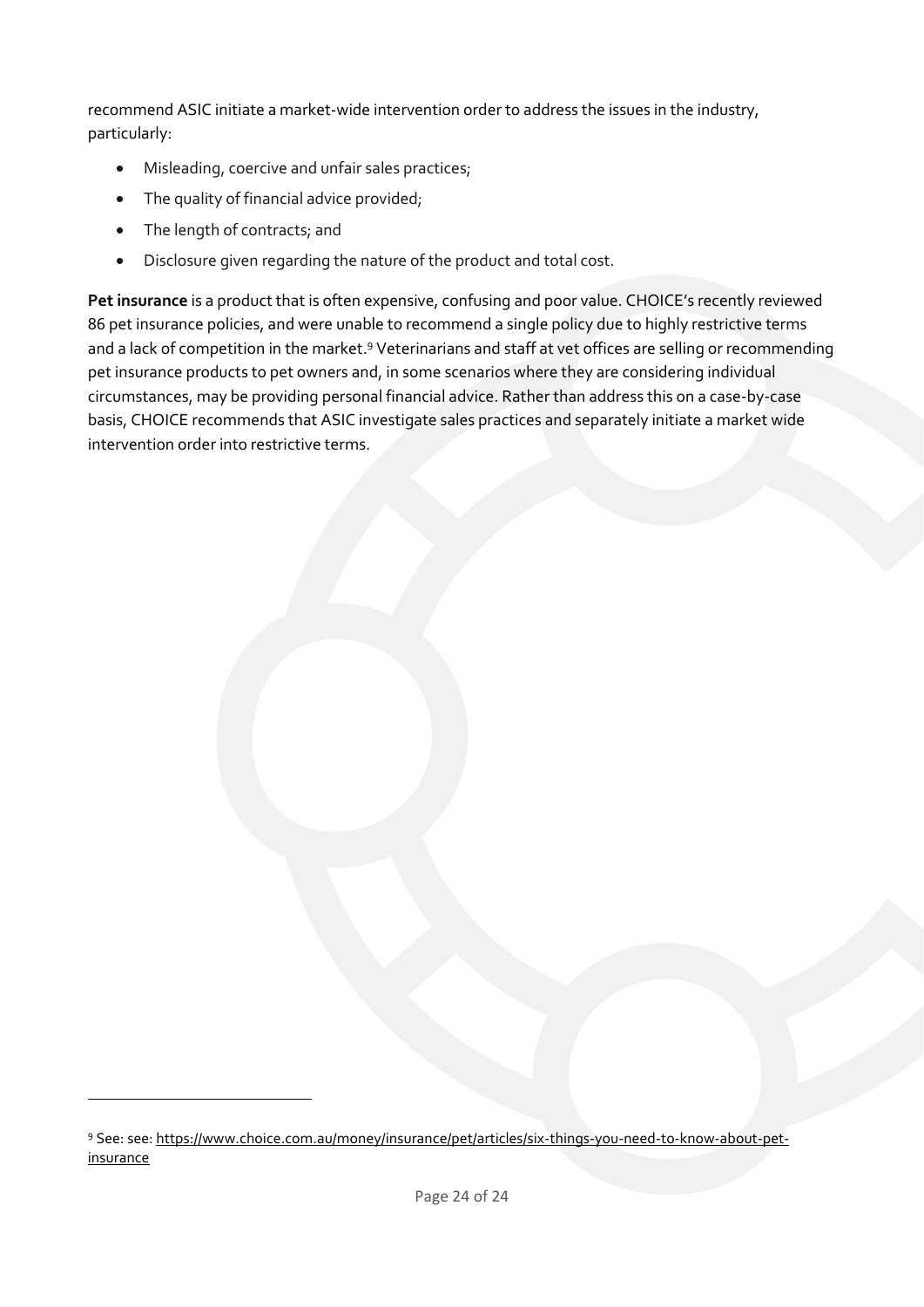recommend ASIC initiate a market-wide intervention order to address the issues in the industry, particularly:

- Misleading, coercive and unfair sales practices;
- The quality of financial advice provided;
- The length of contracts; and
- Disclosure given regarding the nature of the product and total cost.

**Pet insurance** is a product that is often expensive, confusing and poor value. CHOICE's recently reviewed 86 pet insurance policies, and were unable to recommend a single policy due to highly restrictive terms and a lack of competition in the market.[9] Veterinarians and staff at vet offices are selling or recommending pet insurance products to pet owners and, in some scenarios where they are considering individual circumstances, may be providing personal financial advice. Rather than address this on a case-by-case basis, CHOICE recommends that ASIC investigate sales practices and separately initiate a market wide intervention order into restrictive terms.

---

[9] See: see: https://www.choice.com.au/money/insurance/pet/articles/six-things-you-need-to-know-about-pet-insurance